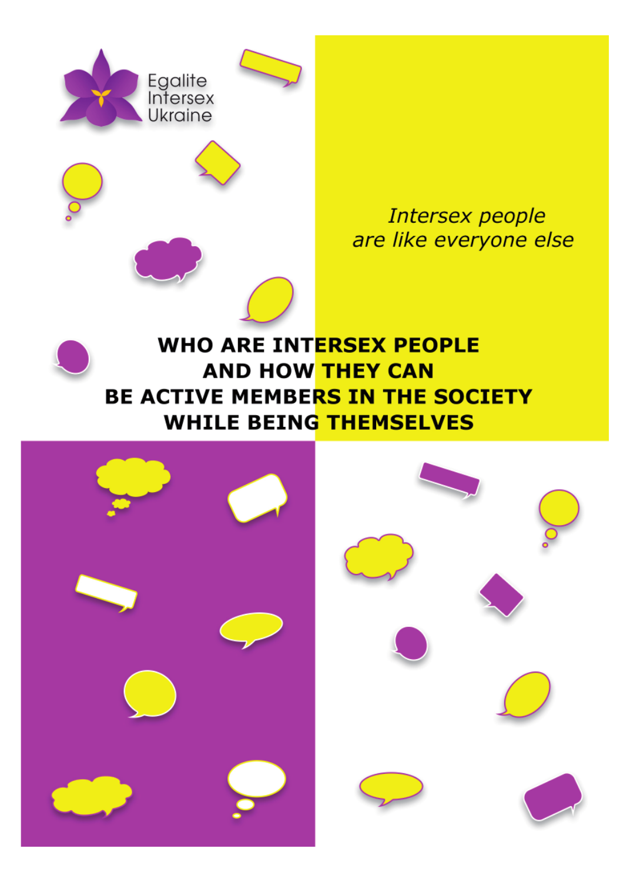Egalite
Intersex
Ukraine

*Intersex people are like everyone else*

# WHO ARE INTERSEX PEOPLE AND HOW THEY CAN BE ACTIVE MEMBERS IN THE SOCIETY WHILE BEING THEMSELVES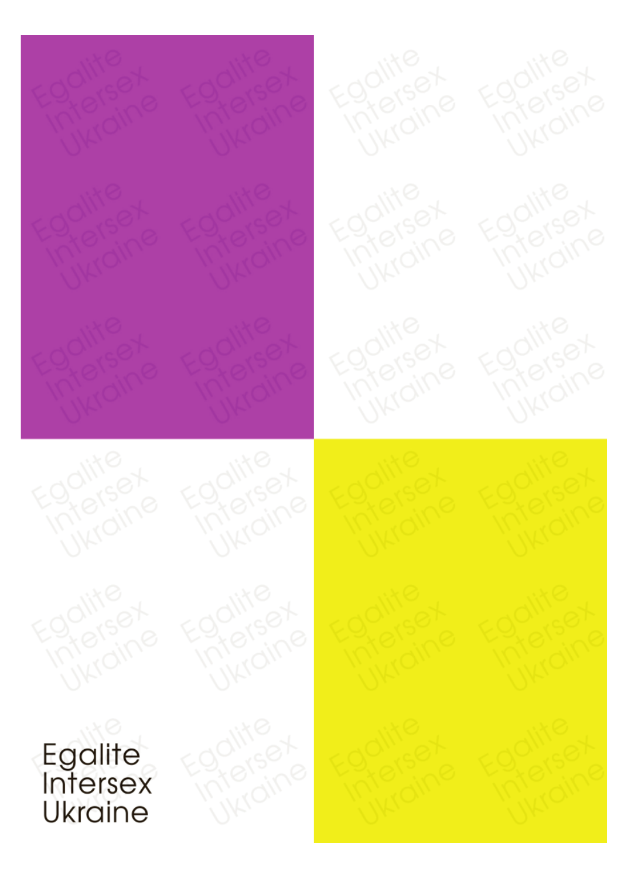Egalite
Intersex
Ukraine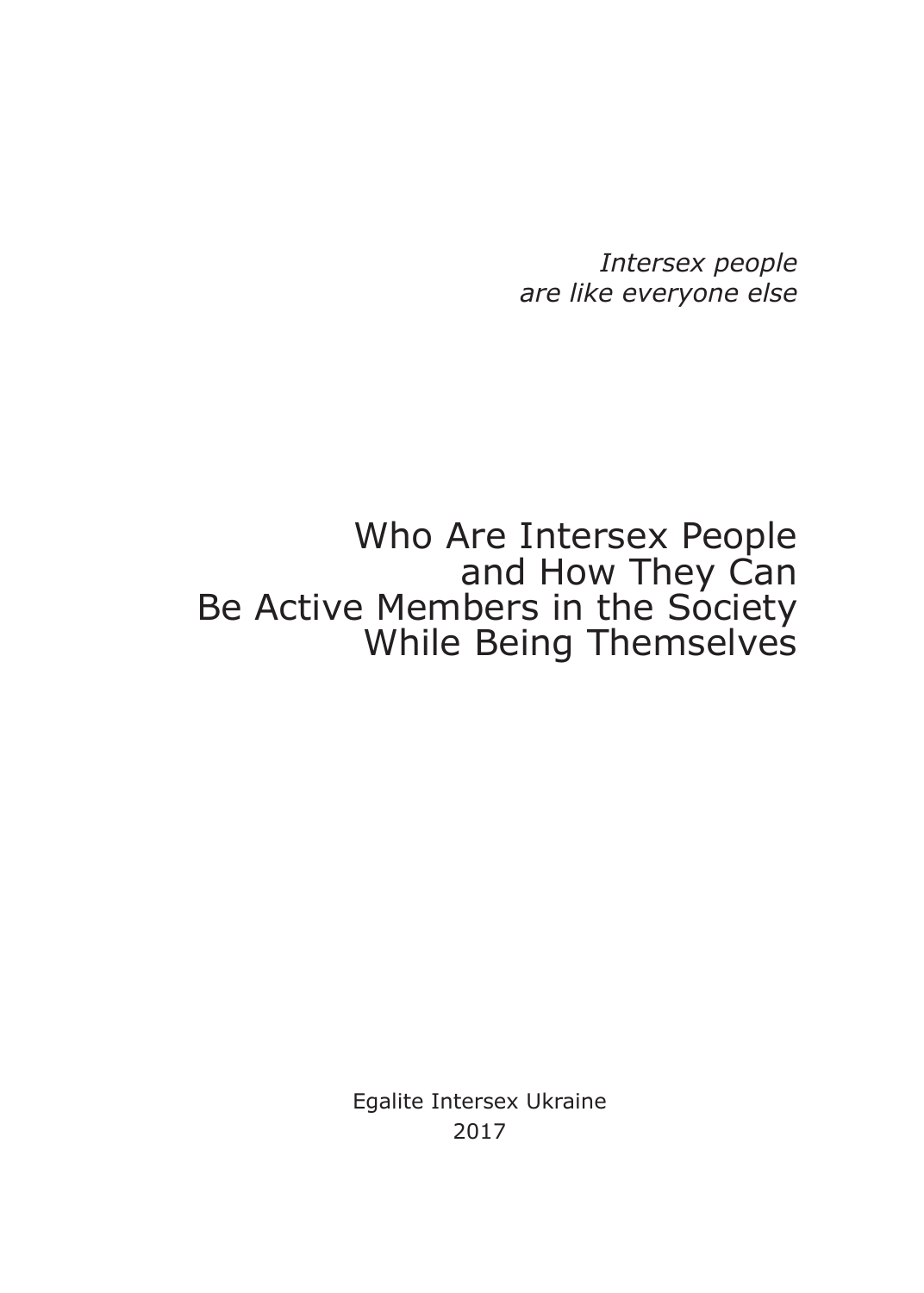*Intersex people are like everyone else*

# Who Are Intersex People and How They Can Be Active Members in the Society While Being Themselves

Egalite Intersex Ukraine
2017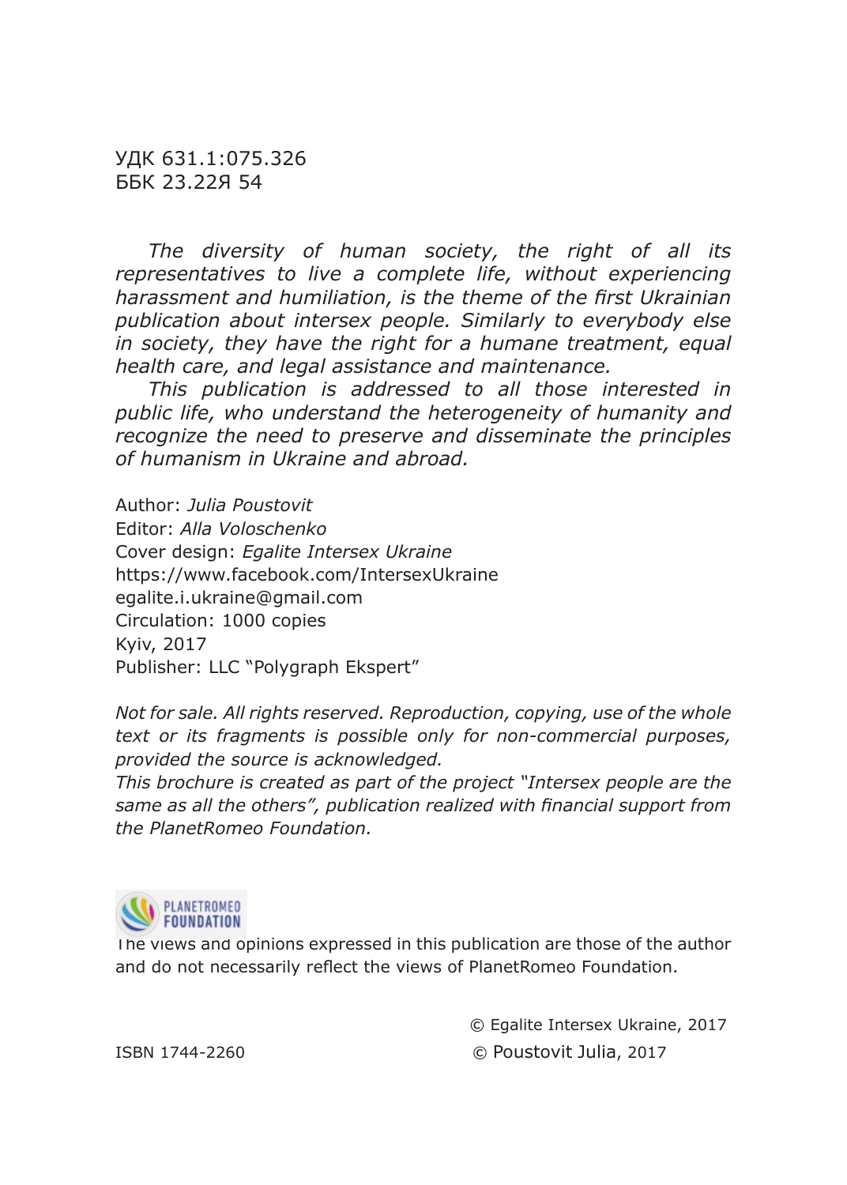УДК 631.1:075.326
ББК 23.22Я 54

*The diversity of human society, the right of all its representatives to live a complete life, without experiencing harassment and humiliation, is the theme of the first Ukrainian publication about intersex people. Similarly to everybody else in society, they have the right for a humane treatment, equal health care, and legal assistance and maintenance.*

*This publication is addressed to all those interested in public life, who understand the heterogeneity of humanity and recognize the need to preserve and disseminate the principles of humanism in Ukraine and abroad.*

Author: *Julia Poustovit*
Editor: *Alla Voloschenko*
Cover design: *Egalite Intersex Ukraine*
https://www.facebook.com/IntersexUkraine
egalite.i.ukraine@gmail.com
Circulation: 1000 copies
Kyiv, 2017
Publisher: LLC "Polygraph Ekspert"

*Not for sale. All rights reserved. Reproduction, copying, use of the whole text or its fragments is possible only for non-commercial purposes, provided the source is acknowledged.*
*This brochure is created as part of the project "Intersex people are the same as all the others", publication realized with financial support from the PlanetRomeo Foundation.*

PLANETROMEO FOUNDATION

The views and opinions expressed in this publication are those of the author and do not necessarily reflect the views of PlanetRomeo Foundation.

© Egalite Intersex Ukraine, 2017
ISBN 1744-2260 © Poustovit Julia, 2017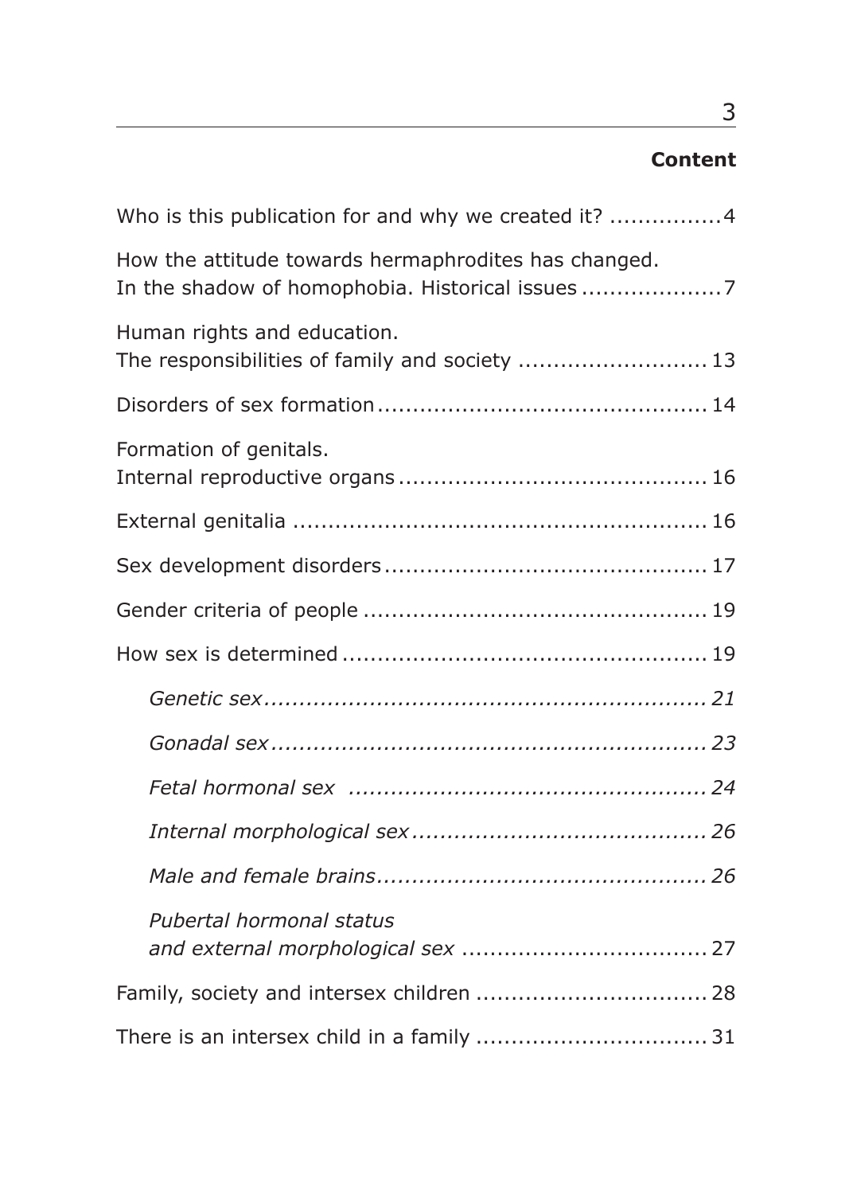## Content

Who is this publication for and why we created it? ................4

How the attitude towards hermaphrodites has changed. In the shadow of homophobia. Historical issues ....................7

Human rights and education. The responsibilities of family and society .......................... 13

Disorders of sex formation.............................................. 14

Formation of genitals. Internal reproductive organs........................................... 16

External genitalia .......................................................... 16

Sex development disorders............................................. 17

Gender criteria of people ................................................ 19

How sex is determined ................................................... 19

- *Genetic sex.............................................................. 21*
- *Gonadal sex............................................................. 23*
- *Fetal hormonal sex .................................................. 24*
- *Internal morphological sex.......................................... 26*
- *Male and female brains.............................................. 26*
- *Pubertal hormonal status and external morphological sex .................................. 27*

Family, society and intersex children ................................ 28

There is an intersex child in a family ................................ 31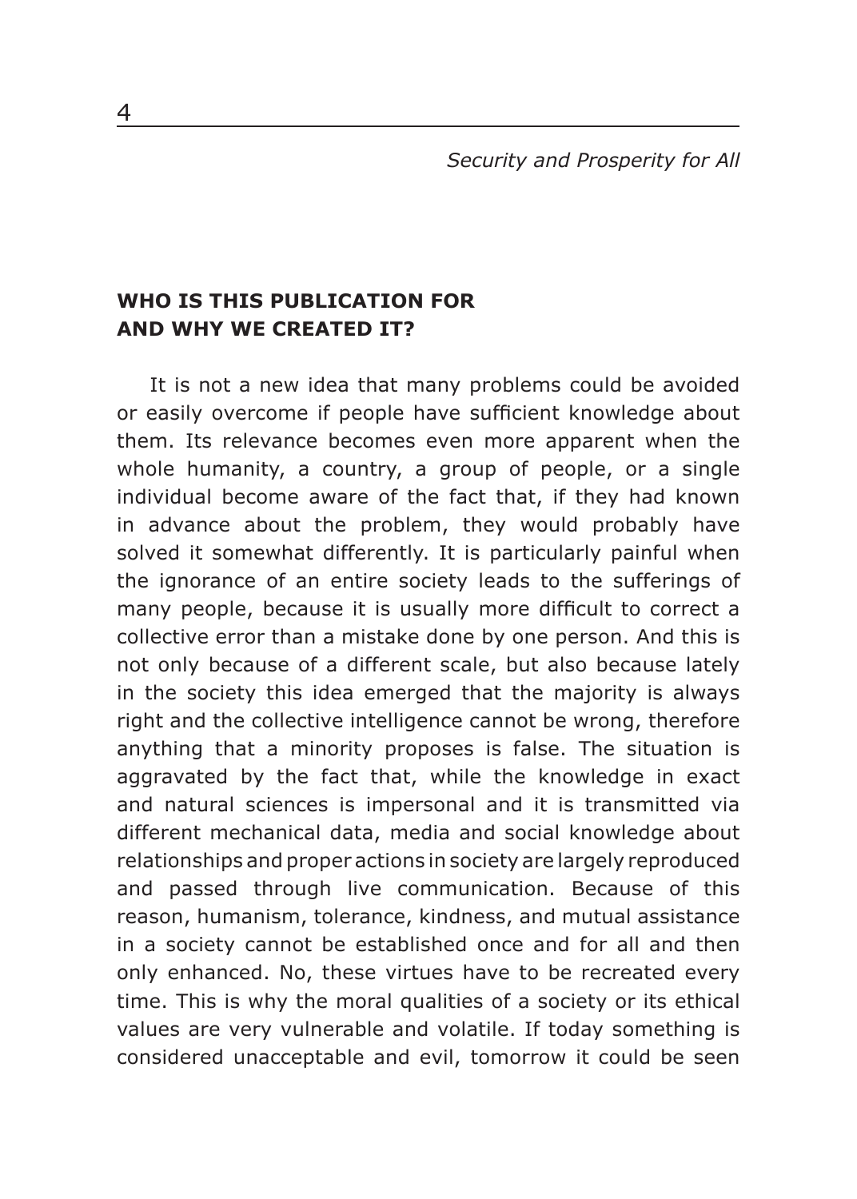## WHO IS THIS PUBLICATION FOR AND WHY WE CREATED IT?

It is not a new idea that many problems could be avoided or easily overcome if people have sufficient knowledge about them. Its relevance becomes even more apparent when the whole humanity, a country, a group of people, or a single individual become aware of the fact that, if they had known in advance about the problem, they would probably have solved it somewhat differently. It is particularly painful when the ignorance of an entire society leads to the sufferings of many people, because it is usually more difficult to correct a collective error than a mistake done by one person. And this is not only because of a different scale, but also because lately in the society this idea emerged that the majority is always right and the collective intelligence cannot be wrong, therefore anything that a minority proposes is false. The situation is aggravated by the fact that, while the knowledge in exact and natural sciences is impersonal and it is transmitted via different mechanical data, media and social knowledge about relationships and proper actions in society are largely reproduced and passed through live communication. Because of this reason, humanism, tolerance, kindness, and mutual assistance in a society cannot be established once and for all and then only enhanced. No, these virtues have to be recreated every time. This is why the moral qualities of a society or its ethical values are very vulnerable and volatile. If today something is considered unacceptable and evil, tomorrow it could be seen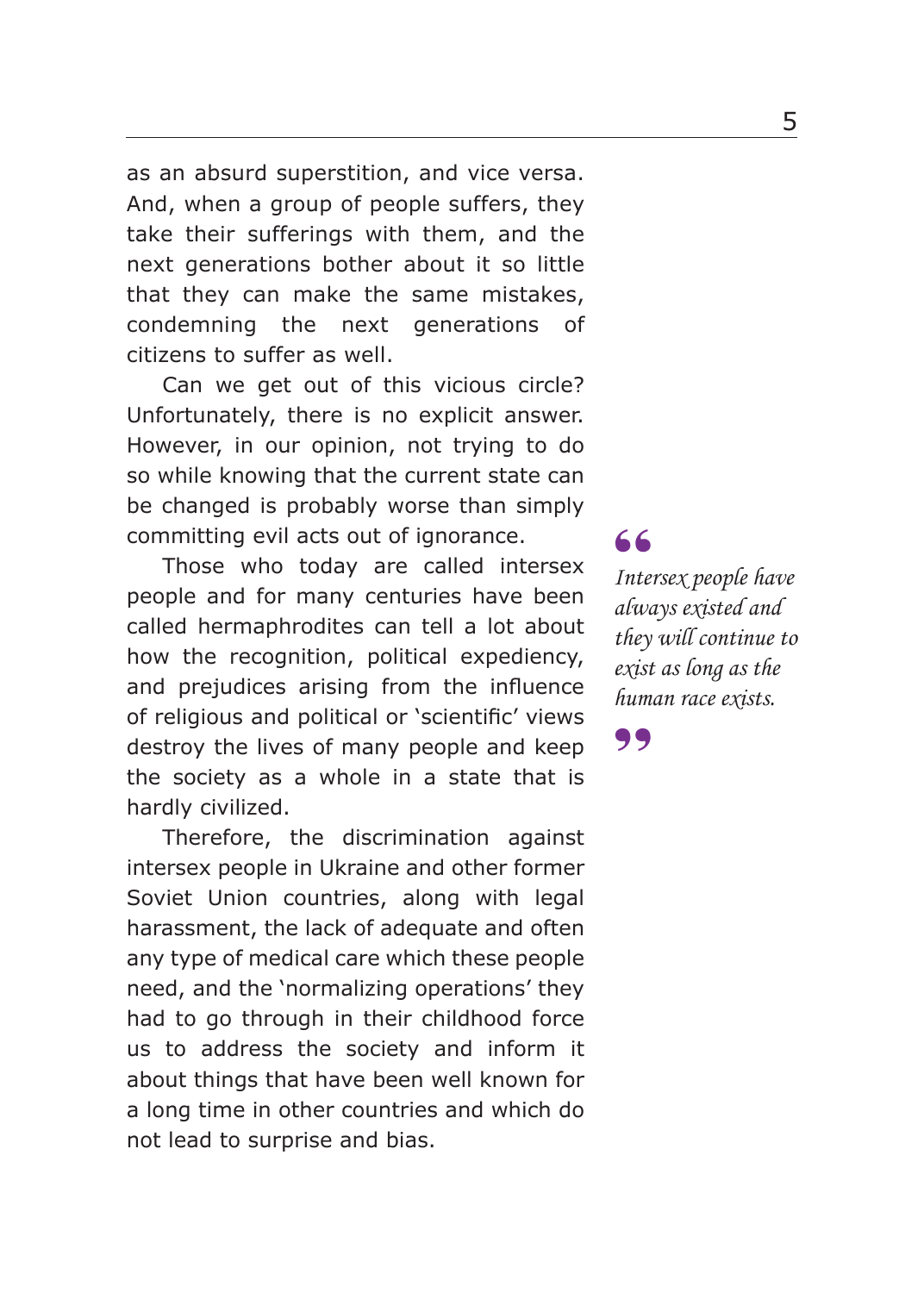as an absurd superstition, and vice versa. And, when a group of people suffers, they take their sufferings with them, and the next generations bother about it so little that they can make the same mistakes, condemning the next generations of citizens to suffer as well.

Can we get out of this vicious circle? Unfortunately, there is no explicit answer. However, in our opinion, not trying to do so while knowing that the current state can be changed is probably worse than simply committing evil acts out of ignorance.

> *Intersex people have always existed and they will continue to exist as long as the human race exists.*

Those who today are called intersex people and for many centuries have been called hermaphrodites can tell a lot about how the recognition, political expediency, and prejudices arising from the influence of religious and political or 'scientific' views destroy the lives of many people and keep the society as a whole in a state that is hardly civilized.

Therefore, the discrimination against intersex people in Ukraine and other former Soviet Union countries, along with legal harassment, the lack of adequate and often any type of medical care which these people need, and the 'normalizing operations' they had to go through in their childhood force us to address the society and inform it about things that have been well known for a long time in other countries and which do not lead to surprise and bias.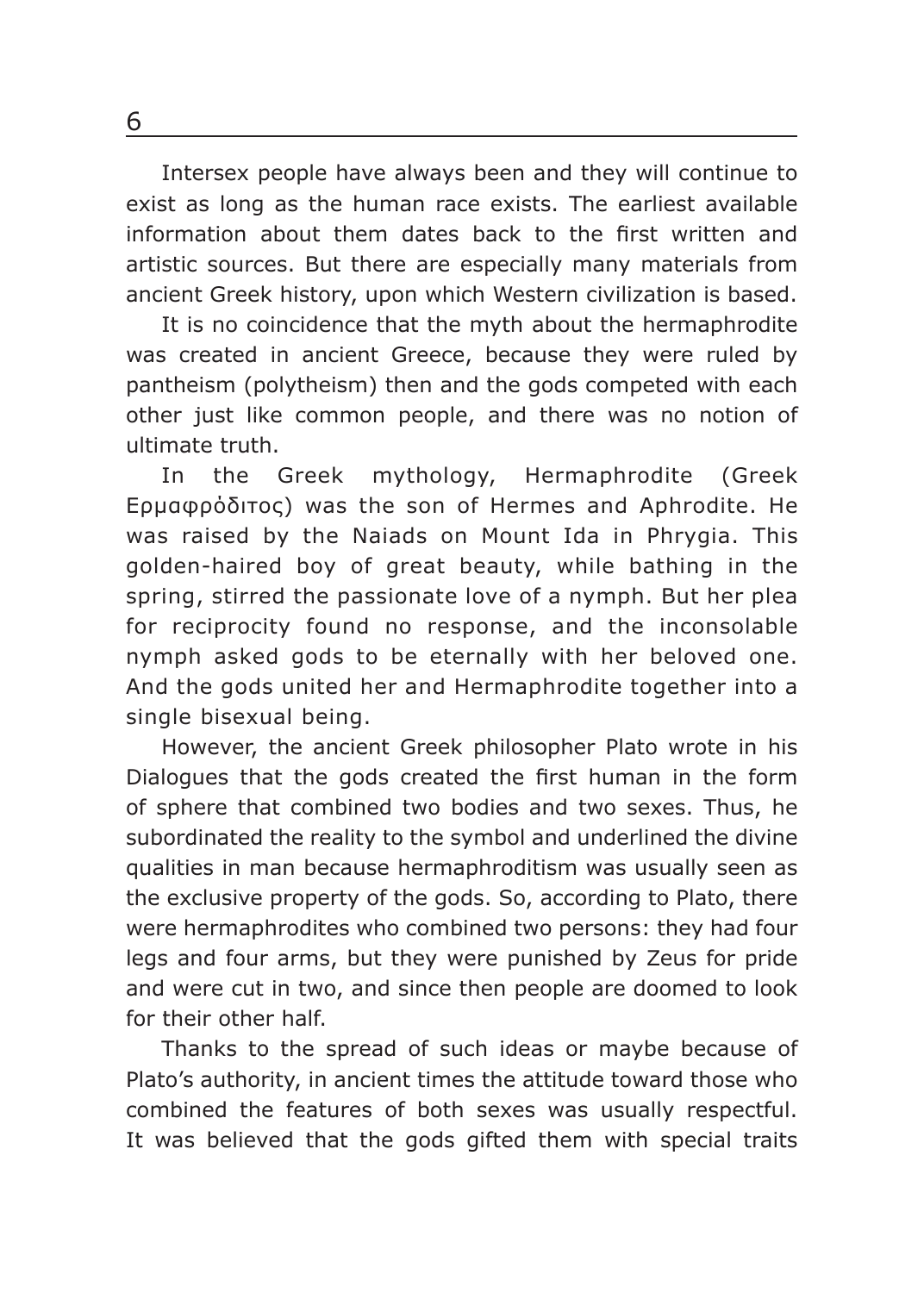Intersex people have always been and they will continue to exist as long as the human race exists. The earliest available information about them dates back to the first written and artistic sources. But there are especially many materials from ancient Greek history, upon which Western civilization is based.

It is no coincidence that the myth about the hermaphrodite was created in ancient Greece, because they were ruled by pantheism (polytheism) then and the gods competed with each other just like common people, and there was no notion of ultimate truth.

In the Greek mythology, Hermaphrodite (Greek Ερμαφρόδιτος) was the son of Hermes and Aphrodite. He was raised by the Naiads on Mount Ida in Phrygia. This golden-haired boy of great beauty, while bathing in the spring, stirred the passionate love of a nymph. But her plea for reciprocity found no response, and the inconsolable nymph asked gods to be eternally with her beloved one. And the gods united her and Hermaphrodite together into a single bisexual being.

However, the ancient Greek philosopher Plato wrote in his Dialogues that the gods created the first human in the form of sphere that combined two bodies and two sexes. Thus, he subordinated the reality to the symbol and underlined the divine qualities in man because hermaphroditism was usually seen as the exclusive property of the gods. So, according to Plato, there were hermaphrodites who combined two persons: they had four legs and four arms, but they were punished by Zeus for pride and were cut in two, and since then people are doomed to look for their other half.

Thanks to the spread of such ideas or maybe because of Plato's authority, in ancient times the attitude toward those who combined the features of both sexes was usually respectful. It was believed that the gods gifted them with special traits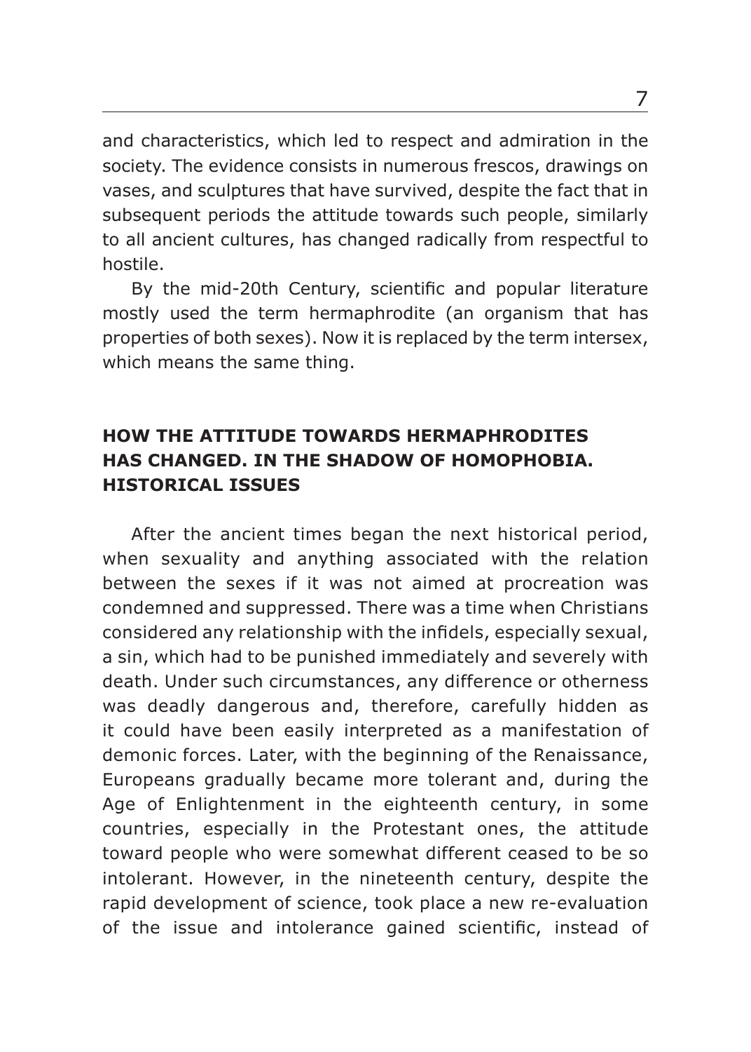and characteristics, which led to respect and admiration in the society. The evidence consists in numerous frescos, drawings on vases, and sculptures that have survived, despite the fact that in subsequent periods the attitude towards such people, similarly to all ancient cultures, has changed radically from respectful to hostile.

By the mid-20th Century, scientific and popular literature mostly used the term hermaphrodite (an organism that has properties of both sexes). Now it is replaced by the term intersex, which means the same thing.

## HOW THE ATTITUDE TOWARDS HERMAPHRODITES HAS CHANGED. IN THE SHADOW OF HOMOPHOBIA. HISTORICAL ISSUES

After the ancient times began the next historical period, when sexuality and anything associated with the relation between the sexes if it was not aimed at procreation was condemned and suppressed. There was a time when Christians considered any relationship with the infidels, especially sexual, a sin, which had to be punished immediately and severely with death. Under such circumstances, any difference or otherness was deadly dangerous and, therefore, carefully hidden as it could have been easily interpreted as a manifestation of demonic forces. Later, with the beginning of the Renaissance, Europeans gradually became more tolerant and, during the Age of Enlightenment in the eighteenth century, in some countries, especially in the Protestant ones, the attitude toward people who were somewhat different ceased to be so intolerant. However, in the nineteenth century, despite the rapid development of science, took place a new re-evaluation of the issue and intolerance gained scientific, instead of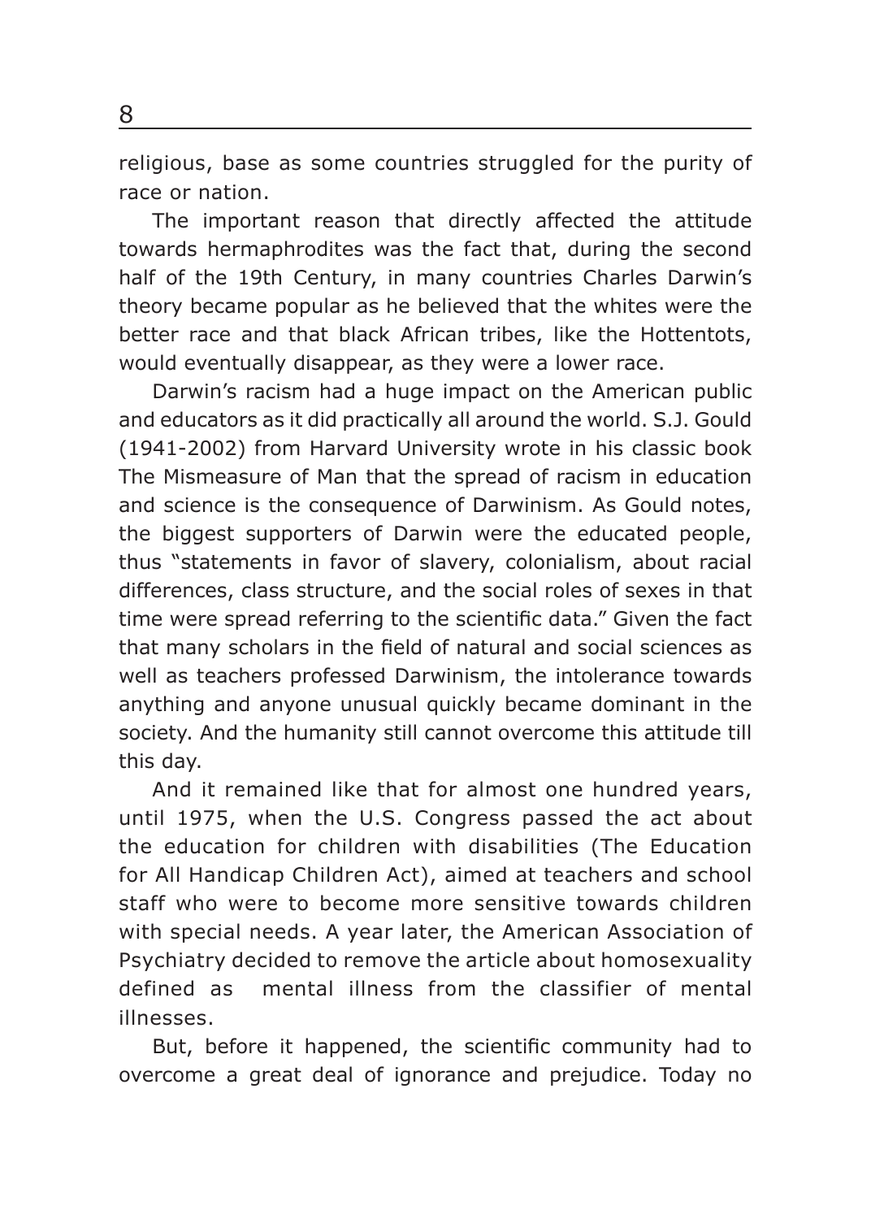religious, base as some countries struggled for the purity of race or nation.

The important reason that directly affected the attitude towards hermaphrodites was the fact that, during the second half of the 19th Century, in many countries Charles Darwin's theory became popular as he believed that the whites were the better race and that black African tribes, like the Hottentots, would eventually disappear, as they were a lower race.

Darwin's racism had a huge impact on the American public and educators as it did practically all around the world. S.J. Gould (1941-2002) from Harvard University wrote in his classic book The Mismeasure of Man that the spread of racism in education and science is the consequence of Darwinism. As Gould notes, the biggest supporters of Darwin were the educated people, thus "statements in favor of slavery, colonialism, about racial differences, class structure, and the social roles of sexes in that time were spread referring to the scientific data." Given the fact that many scholars in the field of natural and social sciences as well as teachers professed Darwinism, the intolerance towards anything and anyone unusual quickly became dominant in the society. And the humanity still cannot overcome this attitude till this day.

And it remained like that for almost one hundred years, until 1975, when the U.S. Congress passed the act about the education for children with disabilities (The Education for All Handicap Children Act), aimed at teachers and school staff who were to become more sensitive towards children with special needs. A year later, the American Association of Psychiatry decided to remove the article about homosexuality defined as mental illness from the classifier of mental illnesses.

But, before it happened, the scientific community had to overcome a great deal of ignorance and prejudice. Today no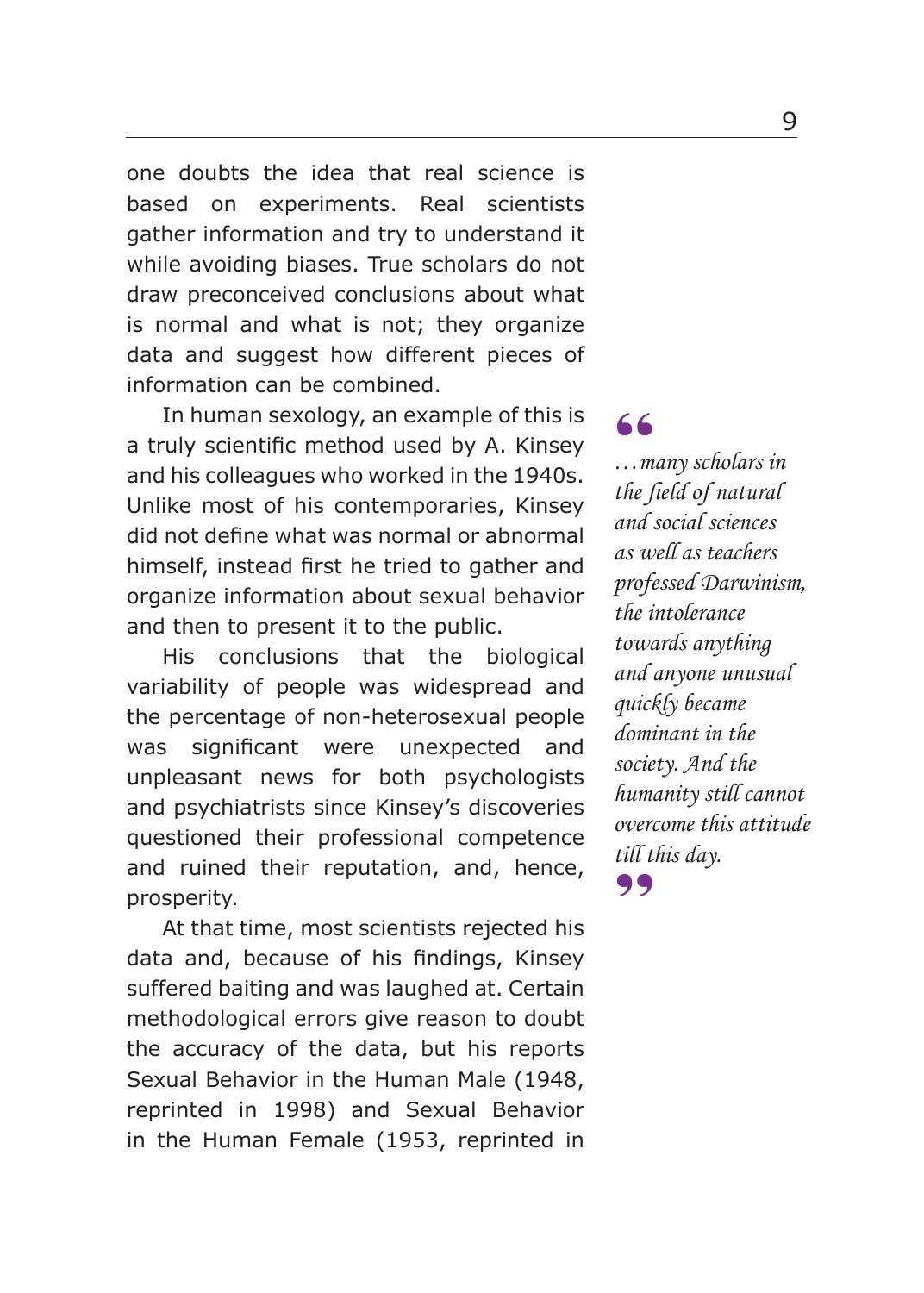one doubts the idea that real science is based on experiments. Real scientists gather information and try to understand it while avoiding biases. True scholars do not draw preconceived conclusions about what is normal and what is not; they organize data and suggest how different pieces of information can be combined.

In human sexology, an example of this is a truly scientific method used by A. Kinsey and his colleagues who worked in the 1940s. Unlike most of his contemporaries, Kinsey did not define what was normal or abnormal himself, instead first he tried to gather and organize information about sexual behavior and then to present it to the public.

His conclusions that the biological variability of people was widespread and the percentage of non-heterosexual people was significant were unexpected and unpleasant news for both psychologists and psychiatrists since Kinsey's discoveries questioned their professional competence and ruined their reputation, and, hence, prosperity.

> *…many scholars in the field of natural and social sciences as well as teachers professed Darwinism, the intolerance towards anything and anyone unusual quickly became dominant in the society. And the humanity still cannot overcome this attitude till this day.*

At that time, most scientists rejected his data and, because of his findings, Kinsey suffered baiting and was laughed at. Certain methodological errors give reason to doubt the accuracy of the data, but his reports Sexual Behavior in the Human Male (1948, reprinted in 1998) and Sexual Behavior in the Human Female (1953, reprinted in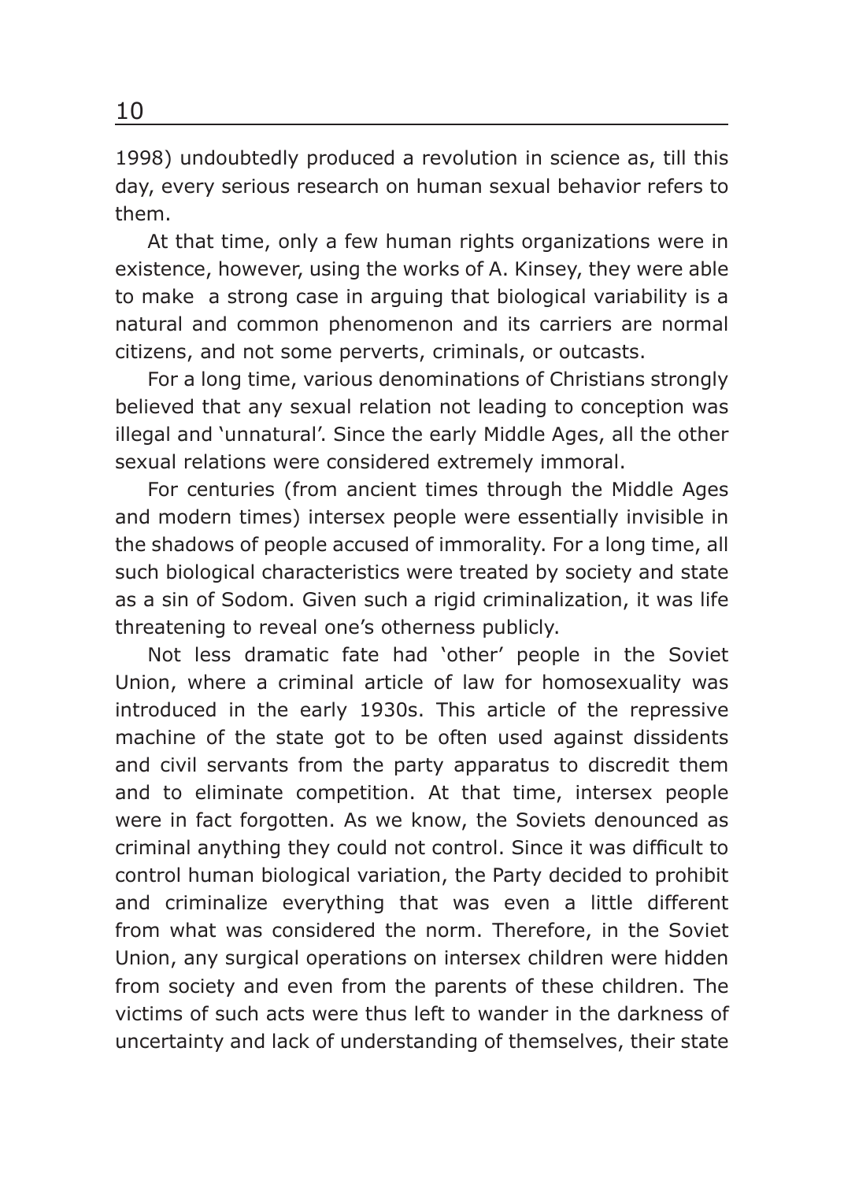1998) undoubtedly produced a revolution in science as, till this day, every serious research on human sexual behavior refers to them.

At that time, only a few human rights organizations were in existence, however, using the works of A. Kinsey, they were able to make a strong case in arguing that biological variability is a natural and common phenomenon and its carriers are normal citizens, and not some perverts, criminals, or outcasts.

For a long time, various denominations of Christians strongly believed that any sexual relation not leading to conception was illegal and 'unnatural'. Since the early Middle Ages, all the other sexual relations were considered extremely immoral.

For centuries (from ancient times through the Middle Ages and modern times) intersex people were essentially invisible in the shadows of people accused of immorality. For a long time, all such biological characteristics were treated by society and state as a sin of Sodom. Given such a rigid criminalization, it was life threatening to reveal one's otherness publicly.

Not less dramatic fate had 'other' people in the Soviet Union, where a criminal article of law for homosexuality was introduced in the early 1930s. This article of the repressive machine of the state got to be often used against dissidents and civil servants from the party apparatus to discredit them and to eliminate competition. At that time, intersex people were in fact forgotten. As we know, the Soviets denounced as criminal anything they could not control. Since it was difficult to control human biological variation, the Party decided to prohibit and criminalize everything that was even a little different from what was considered the norm. Therefore, in the Soviet Union, any surgical operations on intersex children were hidden from society and even from the parents of these children. The victims of such acts were thus left to wander in the darkness of uncertainty and lack of understanding of themselves, their state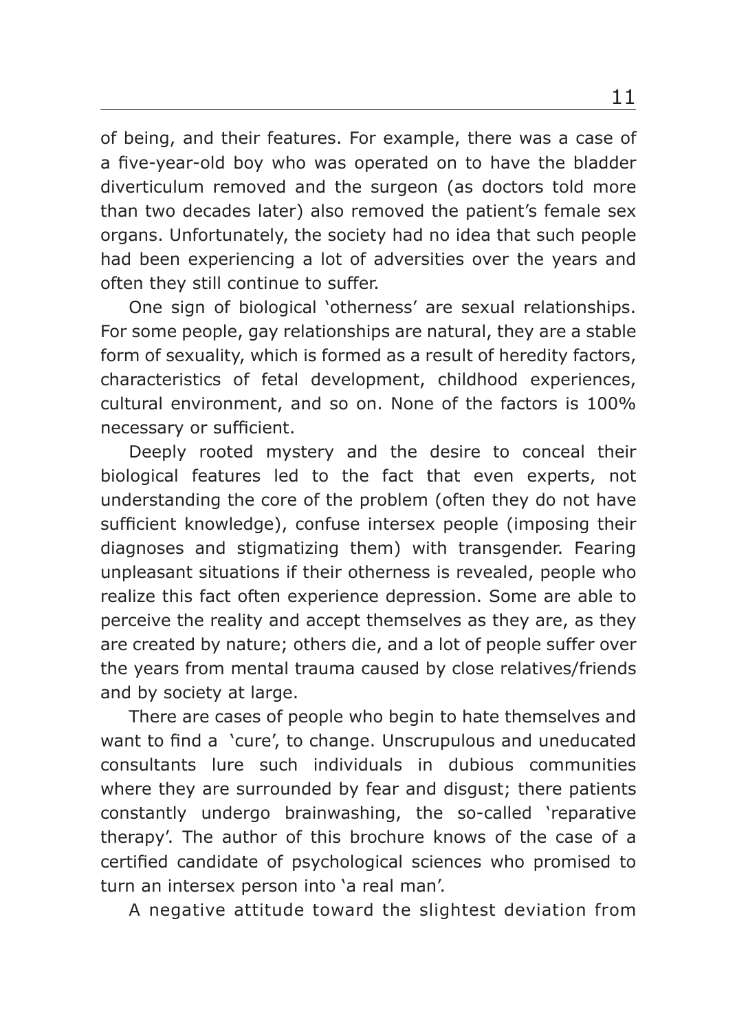of being, and their features. For example, there was a case of a five-year-old boy who was operated on to have the bladder diverticulum removed and the surgeon (as doctors told more than two decades later) also removed the patient's female sex organs. Unfortunately, the society had no idea that such people had been experiencing a lot of adversities over the years and often they still continue to suffer.

One sign of biological 'otherness' are sexual relationships. For some people, gay relationships are natural, they are a stable form of sexuality, which is formed as a result of heredity factors, characteristics of fetal development, childhood experiences, cultural environment, and so on. None of the factors is 100% necessary or sufficient.

Deeply rooted mystery and the desire to conceal their biological features led to the fact that even experts, not understanding the core of the problem (often they do not have sufficient knowledge), confuse intersex people (imposing their diagnoses and stigmatizing them) with transgender. Fearing unpleasant situations if their otherness is revealed, people who realize this fact often experience depression. Some are able to perceive the reality and accept themselves as they are, as they are created by nature; others die, and a lot of people suffer over the years from mental trauma caused by close relatives/friends and by society at large.

There are cases of people who begin to hate themselves and want to find a 'cure', to change. Unscrupulous and uneducated consultants lure such individuals in dubious communities where they are surrounded by fear and disgust; there patients constantly undergo brainwashing, the so-called 'reparative therapy'. The author of this brochure knows of the case of a certified candidate of psychological sciences who promised to turn an intersex person into 'a real man'.

A negative attitude toward the slightest deviation from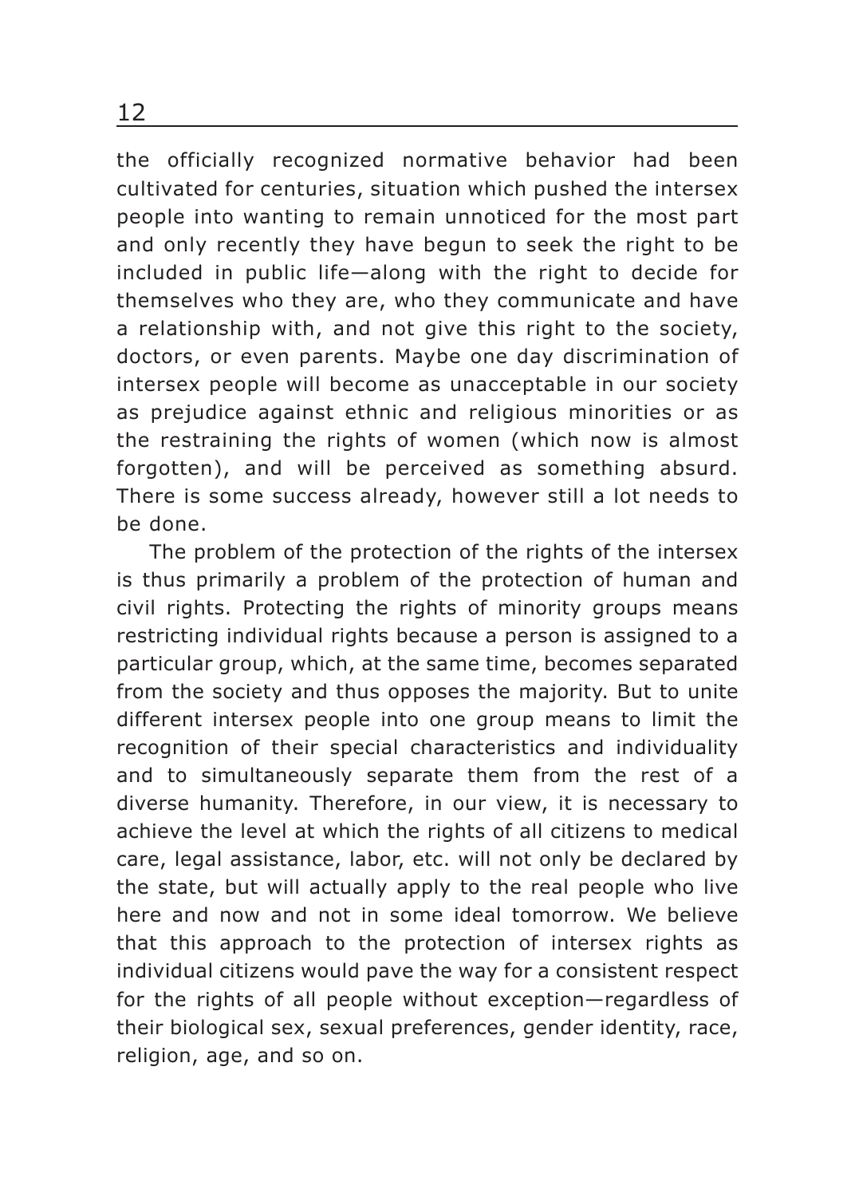the officially recognized normative behavior had been cultivated for centuries, situation which pushed the intersex people into wanting to remain unnoticed for the most part and only recently they have begun to seek the right to be included in public life—along with the right to decide for themselves who they are, who they communicate and have a relationship with, and not give this right to the society, doctors, or even parents. Maybe one day discrimination of intersex people will become as unacceptable in our society as prejudice against ethnic and religious minorities or as the restraining the rights of women (which now is almost forgotten), and will be perceived as something absurd. There is some success already, however still a lot needs to be done.

The problem of the protection of the rights of the intersex is thus primarily a problem of the protection of human and civil rights. Protecting the rights of minority groups means restricting individual rights because a person is assigned to a particular group, which, at the same time, becomes separated from the society and thus opposes the majority. But to unite different intersex people into one group means to limit the recognition of their special characteristics and individuality and to simultaneously separate them from the rest of a diverse humanity. Therefore, in our view, it is necessary to achieve the level at which the rights of all citizens to medical care, legal assistance, labor, etc. will not only be declared by the state, but will actually apply to the real people who live here and now and not in some ideal tomorrow. We believe that this approach to the protection of intersex rights as individual citizens would pave the way for a consistent respect for the rights of all people without exception—regardless of their biological sex, sexual preferences, gender identity, race, religion, age, and so on.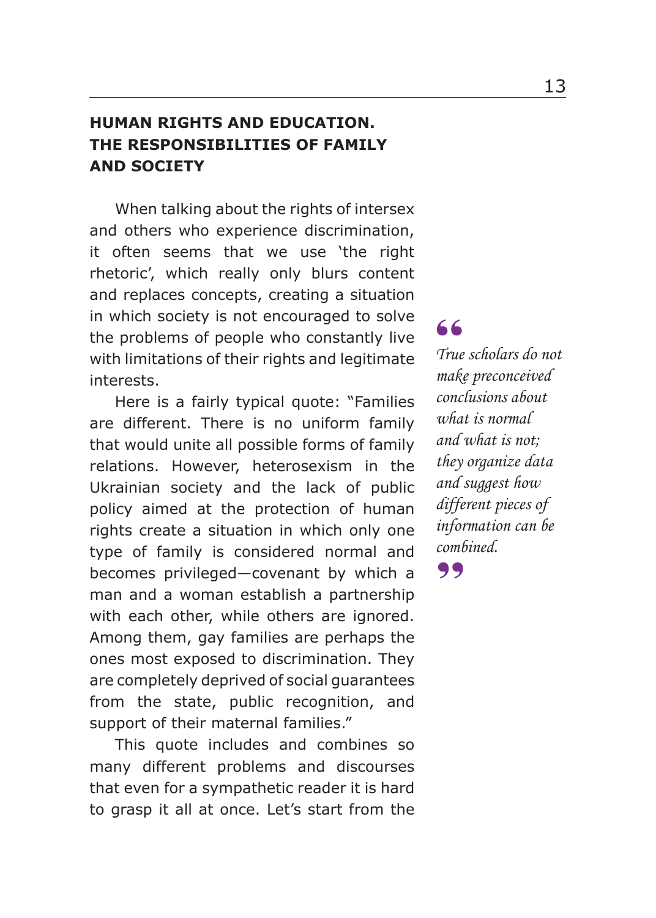## HUMAN RIGHTS AND EDUCATION. THE RESPONSIBILITIES OF FAMILY AND SOCIETY

When talking about the rights of intersex and others who experience discrimination, it often seems that we use 'the right rhetoric', which really only blurs content and replaces concepts, creating a situation in which society is not encouraged to solve the problems of people who constantly live with limitations of their rights and legitimate interests.

Here is a fairly typical quote: "Families are different. There is no uniform family that would unite all possible forms of family relations. However, heterosexism in the Ukrainian society and the lack of public policy aimed at the protection of human rights create a situation in which only one type of family is considered normal and becomes privileged—covenant by which a man and a woman establish a partnership with each other, while others are ignored. Among them, gay families are perhaps the ones most exposed to discrimination. They are completely deprived of social guarantees from the state, public recognition, and support of their maternal families."

> *True scholars do not make preconceived conclusions about what is normal and what is not; they organize data and suggest how different pieces of information can be combined.*

This quote includes and combines so many different problems and discourses that even for a sympathetic reader it is hard to grasp it all at once. Let's start from the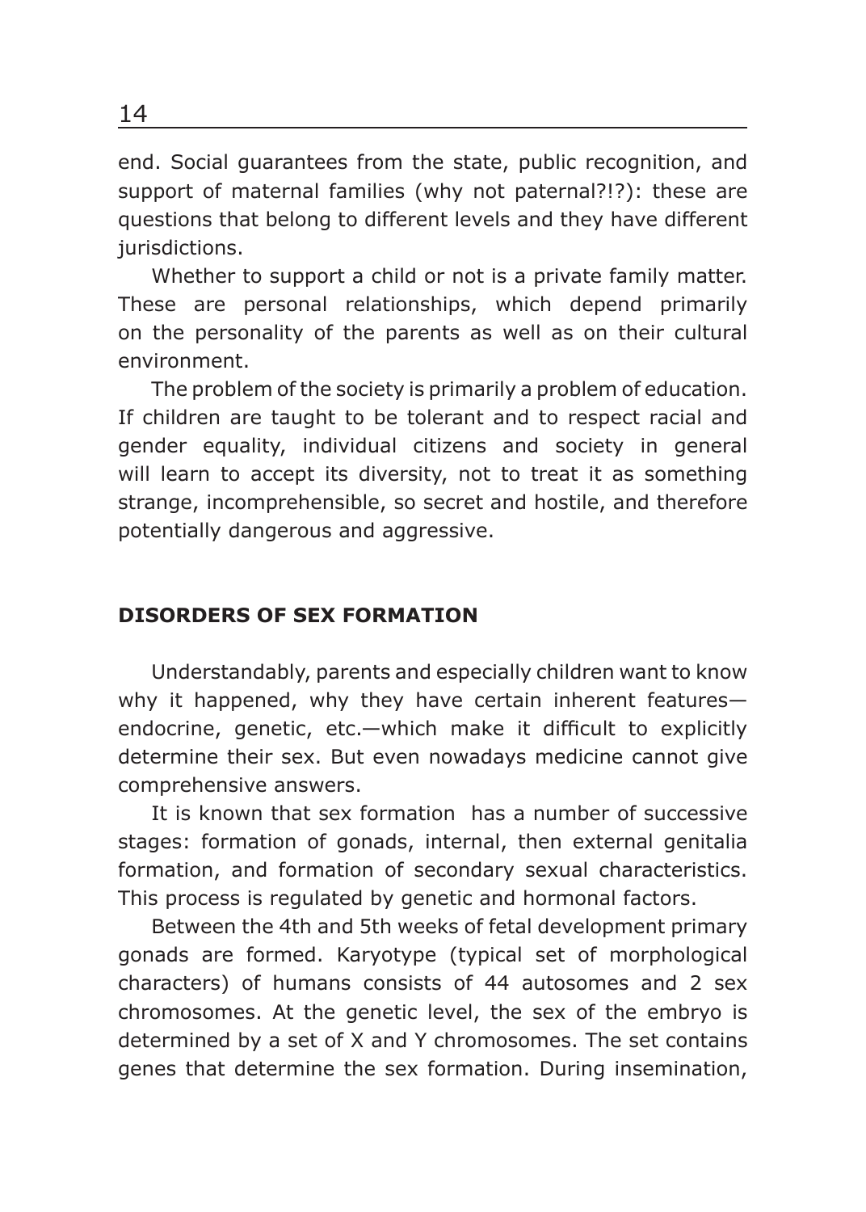end. Social guarantees from the state, public recognition, and support of maternal families (why not paternal?!?): these are questions that belong to different levels and they have different jurisdictions.

Whether to support a child or not is a private family matter. These are personal relationships, which depend primarily on the personality of the parents as well as on their cultural environment.

The problem of the society is primarily a problem of education. If children are taught to be tolerant and to respect racial and gender equality, individual citizens and society in general will learn to accept its diversity, not to treat it as something strange, incomprehensible, so secret and hostile, and therefore potentially dangerous and aggressive.

## DISORDERS OF SEX FORMATION

Understandably, parents and especially children want to know why it happened, why they have certain inherent features—endocrine, genetic, etc.—which make it difficult to explicitly determine their sex. But even nowadays medicine cannot give comprehensive answers.

It is known that sex formation has a number of successive stages: formation of gonads, internal, then external genitalia formation, and formation of secondary sexual characteristics. This process is regulated by genetic and hormonal factors.

Between the 4th and 5th weeks of fetal development primary gonads are formed. Karyotype (typical set of morphological characters) of humans consists of 44 autosomes and 2 sex chromosomes. At the genetic level, the sex of the embryo is determined by a set of X and Y chromosomes. The set contains genes that determine the sex formation. During insemination,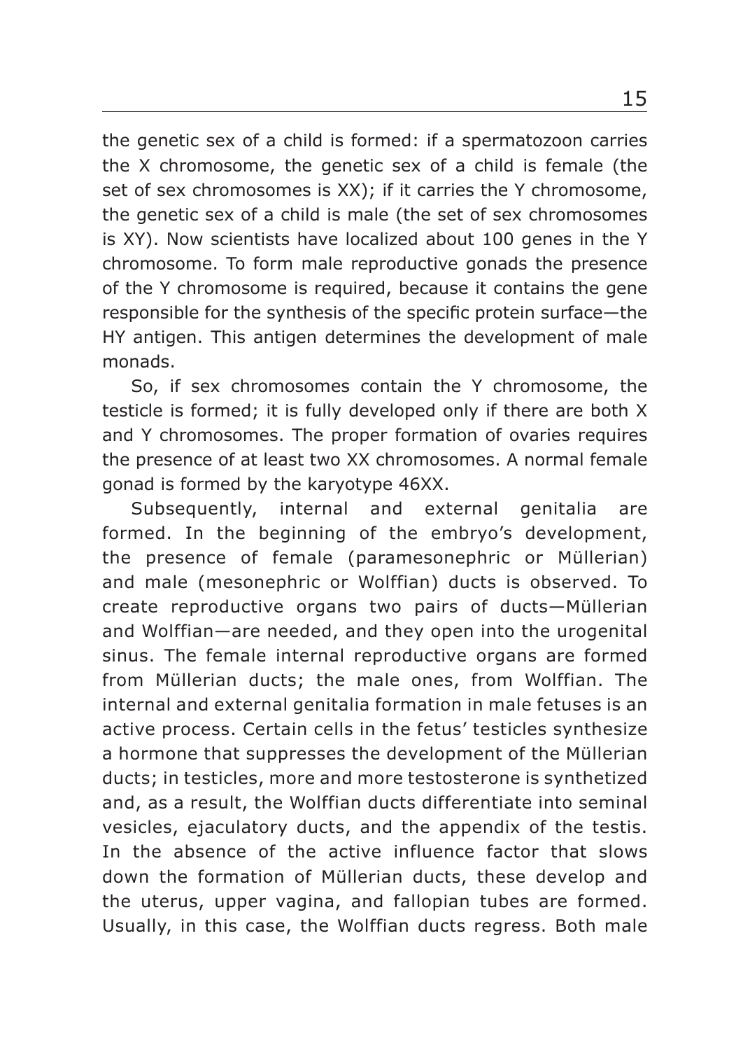the genetic sex of a child is formed: if a spermatozoon carries the X chromosome, the genetic sex of a child is female (the set of sex chromosomes is XX); if it carries the Y chromosome, the genetic sex of a child is male (the set of sex chromosomes is XY). Now scientists have localized about 100 genes in the Y chromosome. To form male reproductive gonads the presence of the Y chromosome is required, because it contains the gene responsible for the synthesis of the specific protein surface—the HY antigen. This antigen determines the development of male monads.

So, if sex chromosomes contain the Y chromosome, the testicle is formed; it is fully developed only if there are both X and Y chromosomes. The proper formation of ovaries requires the presence of at least two XX chromosomes. A normal female gonad is formed by the karyotype 46XX.

Subsequently, internal and external genitalia are formed. In the beginning of the embryo's development, the presence of female (paramesonephric or Müllerian) and male (mesonephric or Wolffian) ducts is observed. To create reproductive organs two pairs of ducts—Müllerian and Wolffian—are needed, and they open into the urogenital sinus. The female internal reproductive organs are formed from Müllerian ducts; the male ones, from Wolffian. The internal and external genitalia formation in male fetuses is an active process. Certain cells in the fetus' testicles synthesize a hormone that suppresses the development of the Müllerian ducts; in testicles, more and more testosterone is synthetized and, as a result, the Wolffian ducts differentiate into seminal vesicles, ejaculatory ducts, and the appendix of the testis. In the absence of the active influence factor that slows down the formation of Müllerian ducts, these develop and the uterus, upper vagina, and fallopian tubes are formed. Usually, in this case, the Wolffian ducts regress. Both male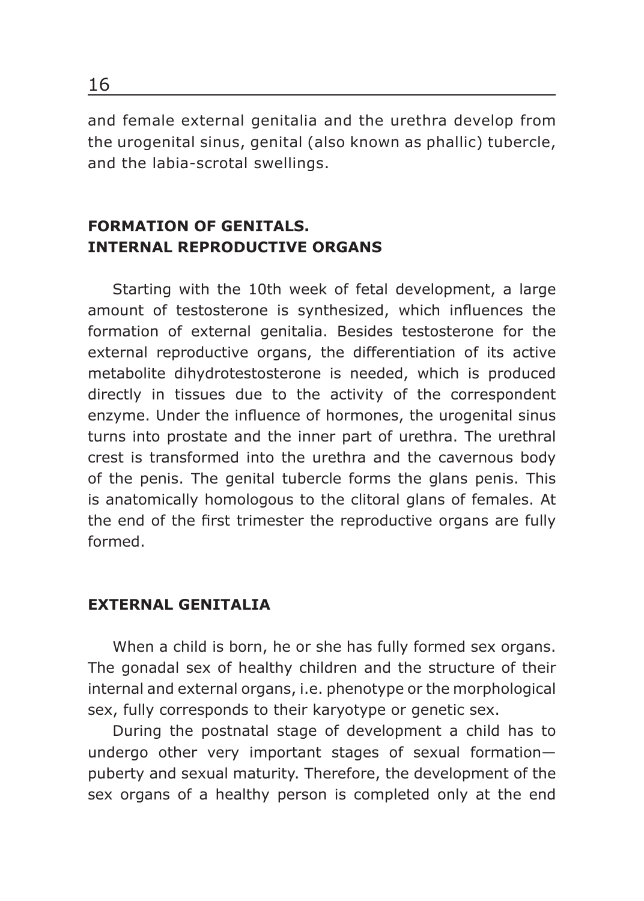and female external genitalia and the urethra develop from the urogenital sinus, genital (also known as phallic) tubercle, and the labia-scrotal swellings.

## FORMATION OF GENITALS. INTERNAL REPRODUCTIVE ORGANS

Starting with the 10th week of fetal development, a large amount of testosterone is synthesized, which influences the formation of external genitalia. Besides testosterone for the external reproductive organs, the differentiation of its active metabolite dihydrotestosterone is needed, which is produced directly in tissues due to the activity of the correspondent enzyme. Under the influence of hormones, the urogenital sinus turns into prostate and the inner part of urethra. The urethral crest is transformed into the urethra and the cavernous body of the penis. The genital tubercle forms the glans penis. This is anatomically homologous to the clitoral glans of females. At the end of the first trimester the reproductive organs are fully formed.

## EXTERNAL GENITALIA

When a child is born, he or she has fully formed sex organs. The gonadal sex of healthy children and the structure of their internal and external organs, i.e. phenotype or the morphological sex, fully corresponds to their karyotype or genetic sex.

During the postnatal stage of development a child has to undergo other very important stages of sexual formation—puberty and sexual maturity. Therefore, the development of the sex organs of a healthy person is completed only at the end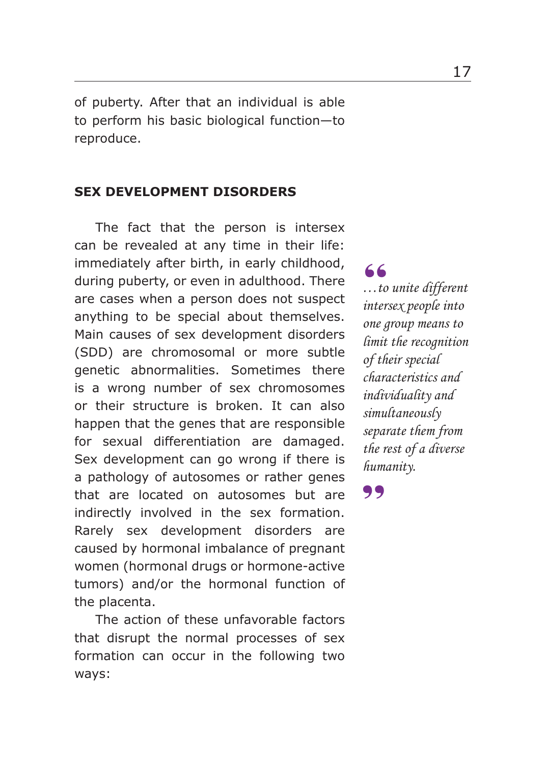of puberty. After that an individual is able to perform his basic biological function—to reproduce.

## SEX DEVELOPMENT DISORDERS

The fact that the person is intersex can be revealed at any time in their life: immediately after birth, in early childhood, during puberty, or even in adulthood. There are cases when a person does not suspect anything to be special about themselves. Main causes of sex development disorders (SDD) are chromosomal or more subtle genetic abnormalities. Sometimes there is a wrong number of sex chromosomes or their structure is broken. It can also happen that the genes that are responsible for sexual differentiation are damaged. Sex development can go wrong if there is a pathology of autosomes or rather genes that are located on autosomes but are indirectly involved in the sex formation. Rarely sex development disorders are caused by hormonal imbalance of pregnant women (hormonal drugs or hormone-active tumors) and/or the hormonal function of the placenta.

> *…to unite different intersex people into one group means to limit the recognition of their special characteristics and individuality and simultaneously separate them from the rest of a diverse humanity.*

The action of these unfavorable factors that disrupt the normal processes of sex formation can occur in the following two ways: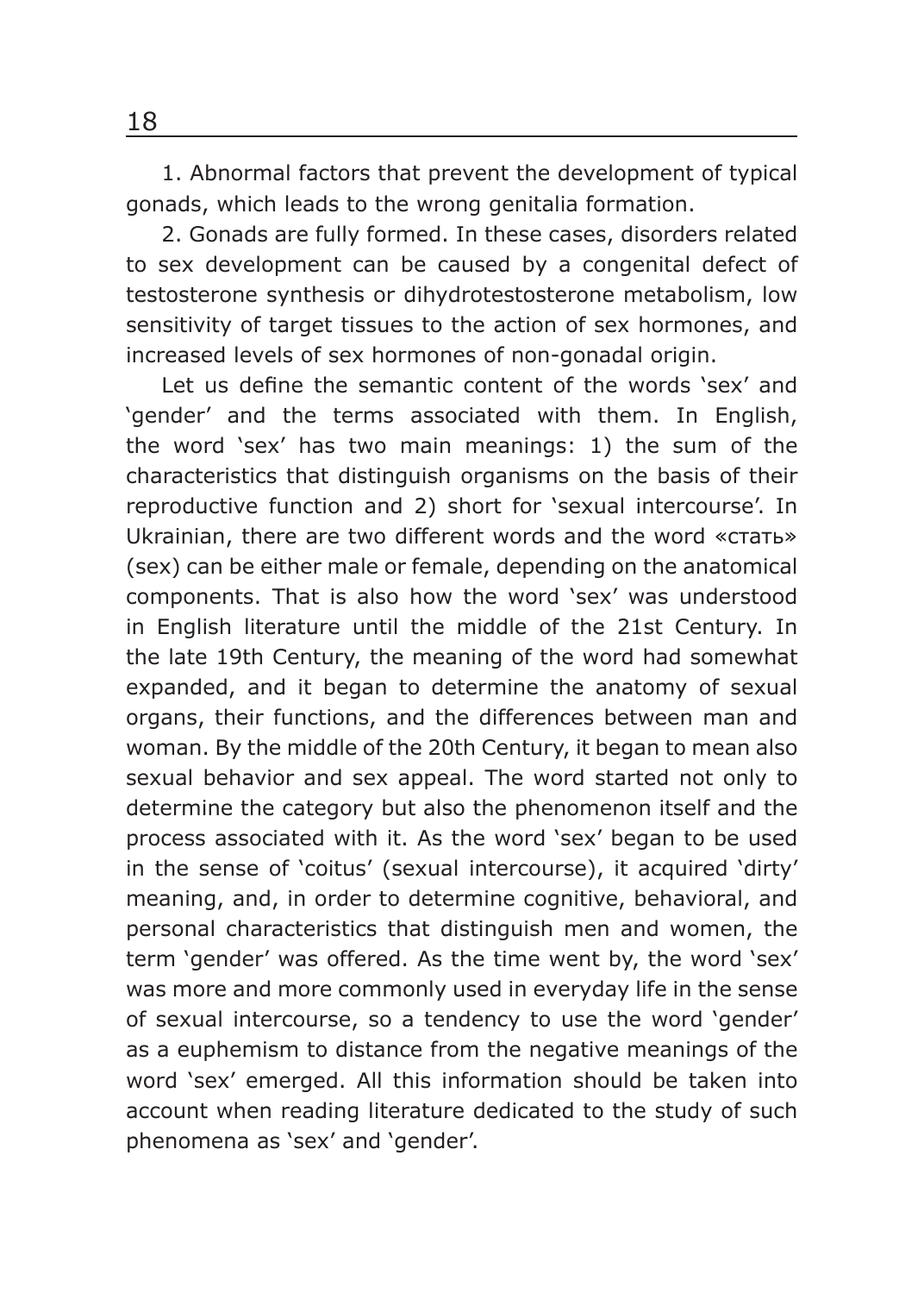1. Abnormal factors that prevent the development of typical gonads, which leads to the wrong genitalia formation.

2. Gonads are fully formed. In these cases, disorders related to sex development can be caused by a congenital defect of testosterone synthesis or dihydrotestosterone metabolism, low sensitivity of target tissues to the action of sex hormones, and increased levels of sex hormones of non-gonadal origin.

Let us define the semantic content of the words 'sex' and 'gender' and the terms associated with them. In English, the word 'sex' has two main meanings: 1) the sum of the characteristics that distinguish organisms on the basis of their reproductive function and 2) short for 'sexual intercourse'. In Ukrainian, there are two different words and the word «стать» (sex) can be either male or female, depending on the anatomical components. That is also how the word 'sex' was understood in English literature until the middle of the 21st Century. In the late 19th Century, the meaning of the word had somewhat expanded, and it began to determine the anatomy of sexual organs, their functions, and the differences between man and woman. By the middle of the 20th Century, it began to mean also sexual behavior and sex appeal. The word started not only to determine the category but also the phenomenon itself and the process associated with it. As the word 'sex' began to be used in the sense of 'coitus' (sexual intercourse), it acquired 'dirty' meaning, and, in order to determine cognitive, behavioral, and personal characteristics that distinguish men and women, the term 'gender' was offered. As the time went by, the word 'sex' was more and more commonly used in everyday life in the sense of sexual intercourse, so a tendency to use the word 'gender' as a euphemism to distance from the negative meanings of the word 'sex' emerged. All this information should be taken into account when reading literature dedicated to the study of such phenomena as 'sex' and 'gender'.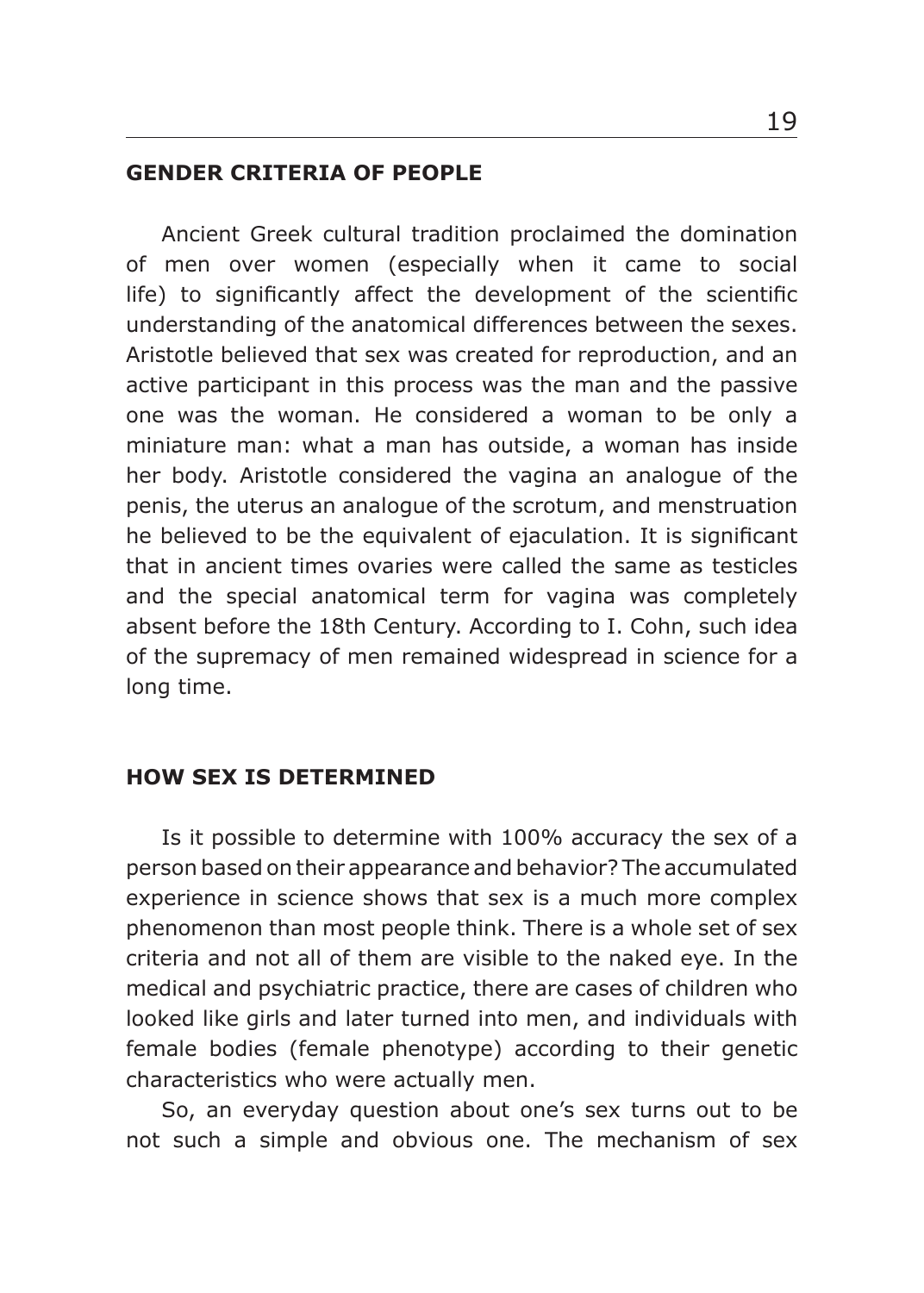## GENDER CRITERIA OF PEOPLE

Ancient Greek cultural tradition proclaimed the domination of men over women (especially when it came to social life) to significantly affect the development of the scientific understanding of the anatomical differences between the sexes. Aristotle believed that sex was created for reproduction, and an active participant in this process was the man and the passive one was the woman. He considered a woman to be only a miniature man: what a man has outside, a woman has inside her body. Aristotle considered the vagina an analogue of the penis, the uterus an analogue of the scrotum, and menstruation he believed to be the equivalent of ejaculation. It is significant that in ancient times ovaries were called the same as testicles and the special anatomical term for vagina was completely absent before the 18th Century. According to I. Cohn, such idea of the supremacy of men remained widespread in science for a long time.

## HOW SEX IS DETERMINED

Is it possible to determine with 100% accuracy the sex of a person based on their appearance and behavior? The accumulated experience in science shows that sex is a much more complex phenomenon than most people think. There is a whole set of sex criteria and not all of them are visible to the naked eye. In the medical and psychiatric practice, there are cases of children who looked like girls and later turned into men, and individuals with female bodies (female phenotype) according to their genetic characteristics who were actually men.

So, an everyday question about one's sex turns out to be not such a simple and obvious one. The mechanism of sex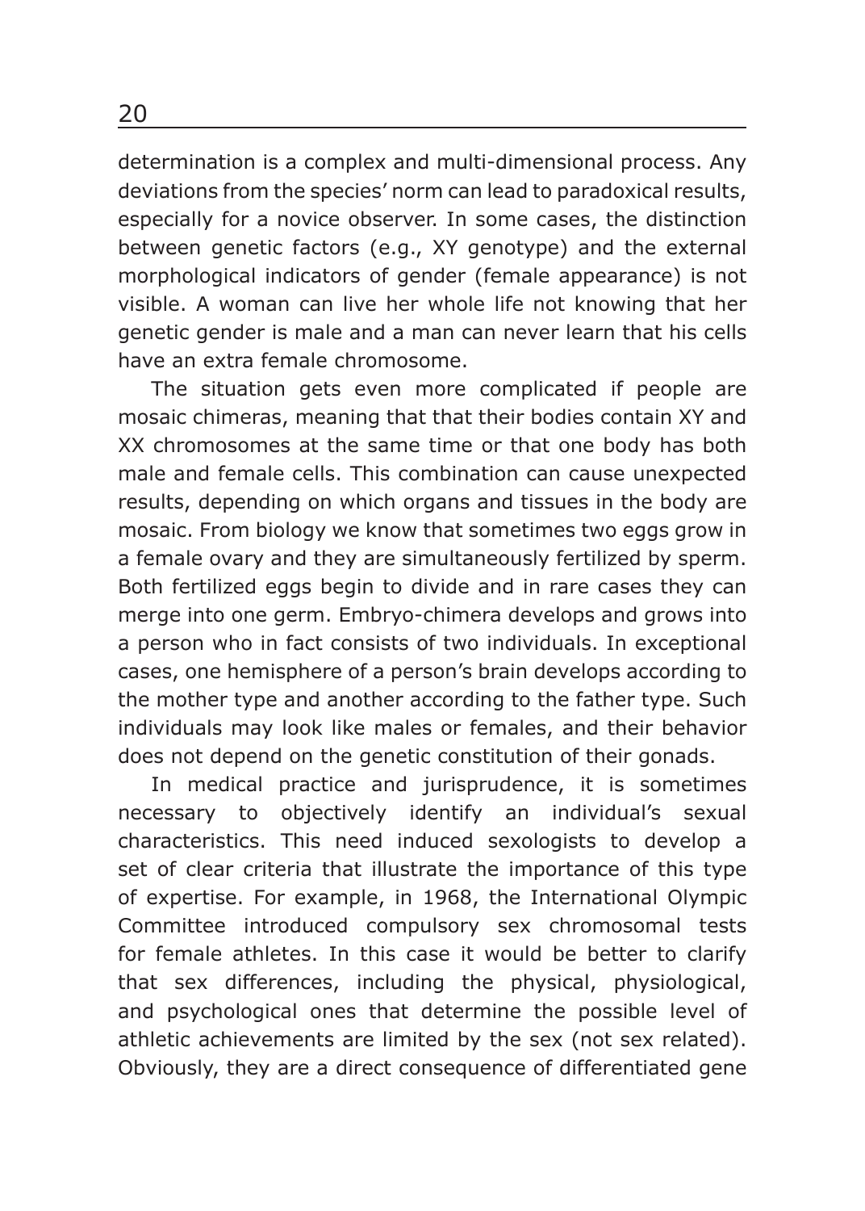determination is a complex and multi-dimensional process. Any deviations from the species' norm can lead to paradoxical results, especially for a novice observer. In some cases, the distinction between genetic factors (e.g., XY genotype) and the external morphological indicators of gender (female appearance) is not visible. A woman can live her whole life not knowing that her genetic gender is male and a man can never learn that his cells have an extra female chromosome.

The situation gets even more complicated if people are mosaic chimeras, meaning that that their bodies contain XY and XX chromosomes at the same time or that one body has both male and female cells. This combination can cause unexpected results, depending on which organs and tissues in the body are mosaic. From biology we know that sometimes two eggs grow in a female ovary and they are simultaneously fertilized by sperm. Both fertilized eggs begin to divide and in rare cases they can merge into one germ. Embryo-chimera develops and grows into a person who in fact consists of two individuals. In exceptional cases, one hemisphere of a person's brain develops according to the mother type and another according to the father type. Such individuals may look like males or females, and their behavior does not depend on the genetic constitution of their gonads.

In medical practice and jurisprudence, it is sometimes necessary to objectively identify an individual's sexual characteristics. This need induced sexologists to develop a set of clear criteria that illustrate the importance of this type of expertise. For example, in 1968, the International Olympic Committee introduced compulsory sex chromosomal tests for female athletes. In this case it would be better to clarify that sex differences, including the physical, physiological, and psychological ones that determine the possible level of athletic achievements are limited by the sex (not sex related). Obviously, they are a direct consequence of differentiated gene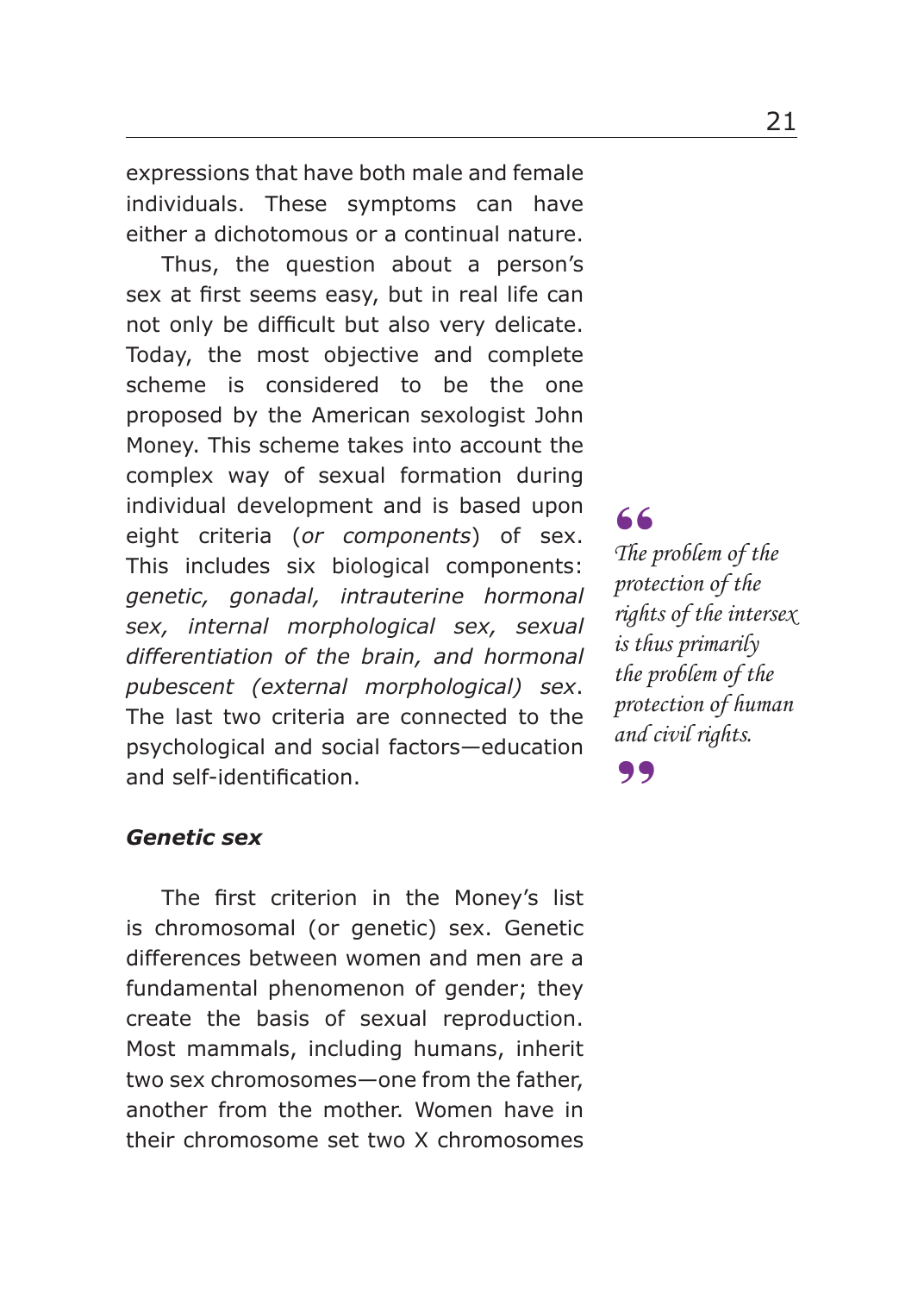expressions that have both male and female individuals. These symptoms can have either a dichotomous or a continual nature.

Thus, the question about a person's sex at first seems easy, but in real life can not only be difficult but also very delicate. Today, the most objective and complete scheme is considered to be the one proposed by the American sexologist John Money. This scheme takes into account the complex way of sexual formation during individual development and is based upon eight criteria (*or components*) of sex. This includes six biological components: *genetic, gonadal, intrauterine hormonal sex, internal morphological sex, sexual differentiation of the brain, and hormonal pubescent (external morphological) sex*. The last two criteria are connected to the psychological and social factors—education and self-identification.

> *The problem of the protection of the rights of the intersex is thus primarily the problem of the protection of human and civil rights.*

### *Genetic sex*

The first criterion in the Money's list is chromosomal (or genetic) sex. Genetic differences between women and men are a fundamental phenomenon of gender; they create the basis of sexual reproduction. Most mammals, including humans, inherit two sex chromosomes—one from the father, another from the mother. Women have in their chromosome set two X chromosomes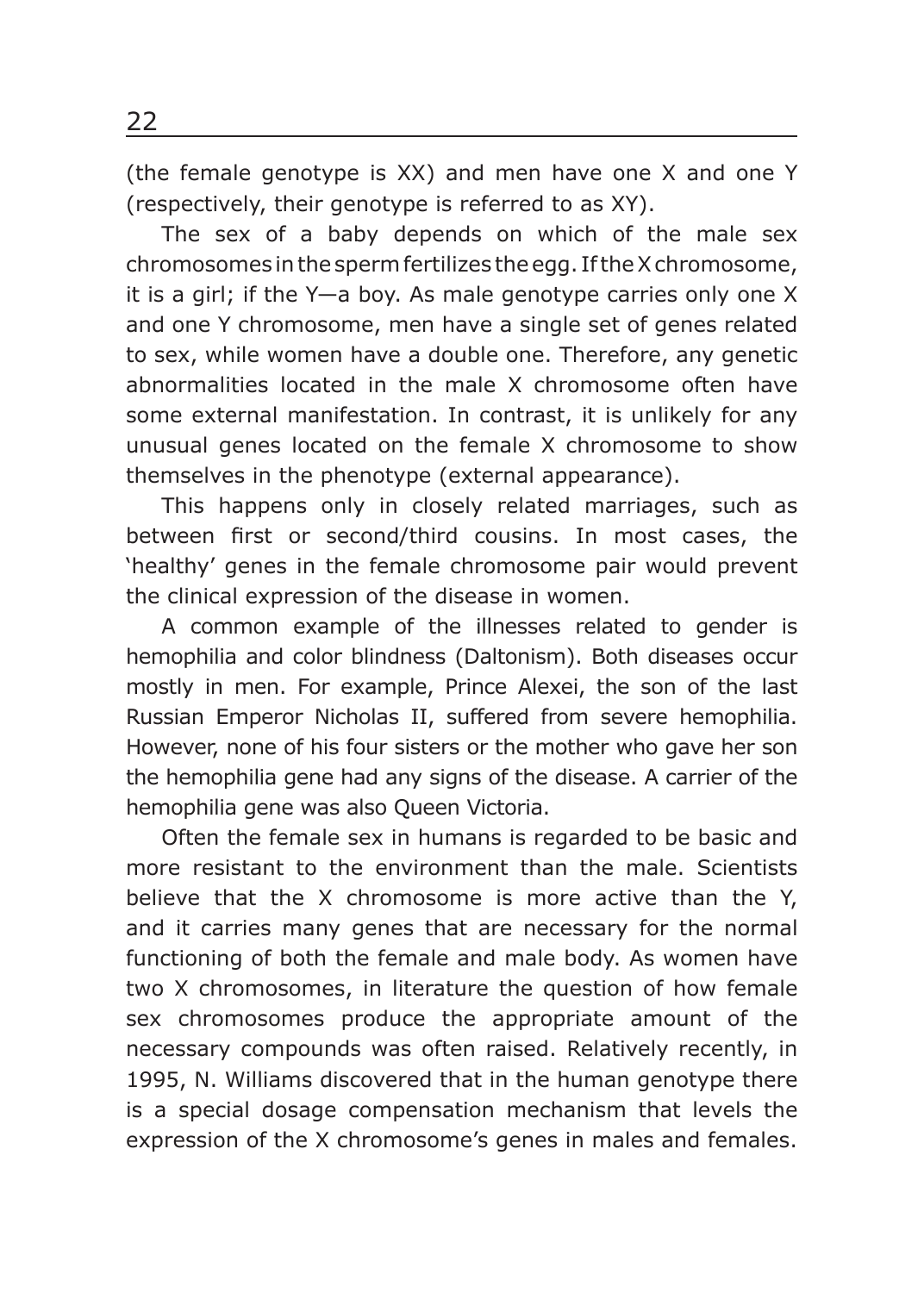(the female genotype is XX) and men have one X and one Y (respectively, their genotype is referred to as XY).

The sex of a baby depends on which of the male sex chromosomes in the sperm fertilizes the egg. If the X chromosome, it is a girl; if the Y—a boy. As male genotype carries only one X and one Y chromosome, men have a single set of genes related to sex, while women have a double one. Therefore, any genetic abnormalities located in the male X chromosome often have some external manifestation. In contrast, it is unlikely for any unusual genes located on the female X chromosome to show themselves in the phenotype (external appearance).

This happens only in closely related marriages, such as between first or second/third cousins. In most cases, the 'healthy' genes in the female chromosome pair would prevent the clinical expression of the disease in women.

A common example of the illnesses related to gender is hemophilia and color blindness (Daltonism). Both diseases occur mostly in men. For example, Prince Alexei, the son of the last Russian Emperor Nicholas II, suffered from severe hemophilia. However, none of his four sisters or the mother who gave her son the hemophilia gene had any signs of the disease. A carrier of the hemophilia gene was also Queen Victoria.

Often the female sex in humans is regarded to be basic and more resistant to the environment than the male. Scientists believe that the X chromosome is more active than the Y, and it carries many genes that are necessary for the normal functioning of both the female and male body. As women have two X chromosomes, in literature the question of how female sex chromosomes produce the appropriate amount of the necessary compounds was often raised. Relatively recently, in 1995, N. Williams discovered that in the human genotype there is a special dosage compensation mechanism that levels the expression of the X chromosome's genes in males and females.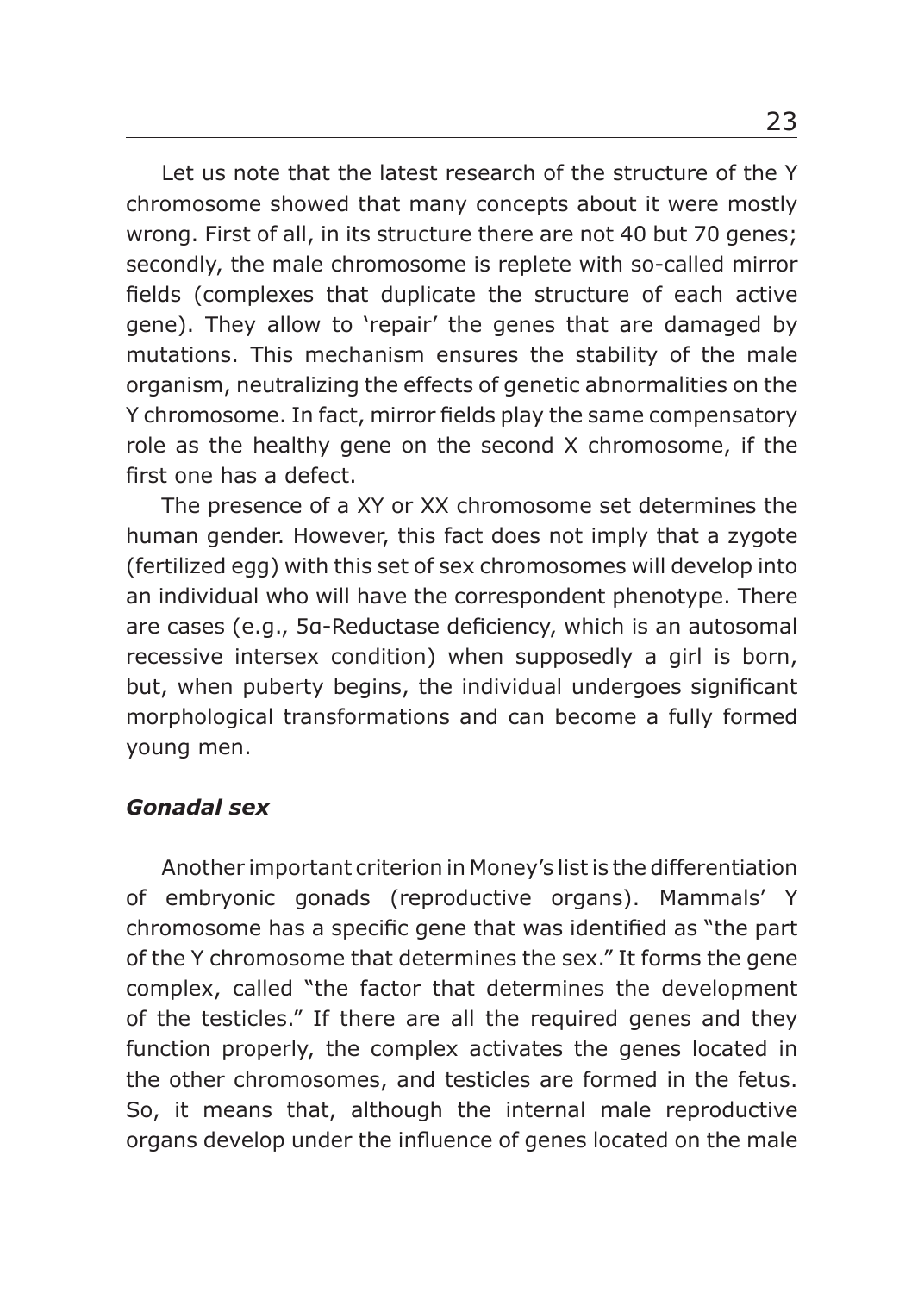Let us note that the latest research of the structure of the Y chromosome showed that many concepts about it were mostly wrong. First of all, in its structure there are not 40 but 70 genes; secondly, the male chromosome is replete with so-called mirror fields (complexes that duplicate the structure of each active gene). They allow to 'repair' the genes that are damaged by mutations. This mechanism ensures the stability of the male organism, neutralizing the effects of genetic abnormalities on the Y chromosome. In fact, mirror fields play the same compensatory role as the healthy gene on the second X chromosome, if the first one has a defect.

The presence of a XY or XX chromosome set determines the human gender. However, this fact does not imply that a zygote (fertilized egg) with this set of sex chromosomes will develop into an individual who will have the correspondent phenotype. There are cases (e.g., 5α-Reductase deficiency, which is an autosomal recessive intersex condition) when supposedly a girl is born, but, when puberty begins, the individual undergoes significant morphological transformations and can become a fully formed young men.

### *Gonadal sex*

Another important criterion in Money's list is the differentiation of embryonic gonads (reproductive organs). Mammals' Y chromosome has a specific gene that was identified as "the part of the Y chromosome that determines the sex." It forms the gene complex, called "the factor that determines the development of the testicles." If there are all the required genes and they function properly, the complex activates the genes located in the other chromosomes, and testicles are formed in the fetus. So, it means that, although the internal male reproductive organs develop under the influence of genes located on the male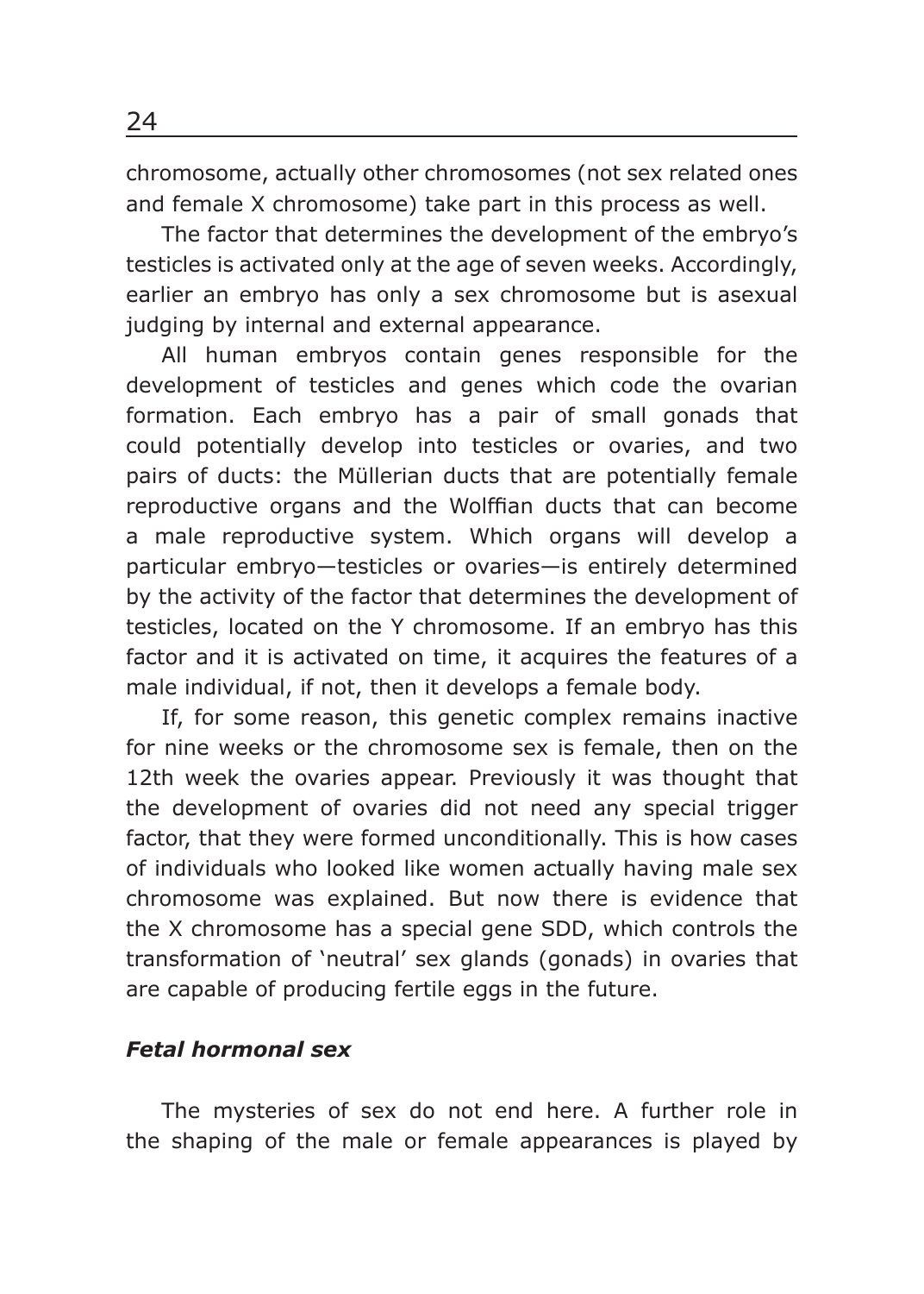chromosome, actually other chromosomes (not sex related ones and female X chromosome) take part in this process as well.

The factor that determines the development of the embryo's testicles is activated only at the age of seven weeks. Accordingly, earlier an embryo has only a sex chromosome but is asexual judging by internal and external appearance.

All human embryos contain genes responsible for the development of testicles and genes which code the ovarian formation. Each embryo has a pair of small gonads that could potentially develop into testicles or ovaries, and two pairs of ducts: the Müllerian ducts that are potentially female reproductive organs and the Wolffian ducts that can become a male reproductive system. Which organs will develop a particular embryo—testicles or ovaries—is entirely determined by the activity of the factor that determines the development of testicles, located on the Y chromosome. If an embryo has this factor and it is activated on time, it acquires the features of a male individual, if not, then it develops a female body.

If, for some reason, this genetic complex remains inactive for nine weeks or the chromosome sex is female, then on the 12th week the ovaries appear. Previously it was thought that the development of ovaries did not need any special trigger factor, that they were formed unconditionally. This is how cases of individuals who looked like women actually having male sex chromosome was explained. But now there is evidence that the X chromosome has a special gene SDD, which controls the transformation of 'neutral' sex glands (gonads) in ovaries that are capable of producing fertile eggs in the future.

### *Fetal hormonal sex*

The mysteries of sex do not end here. A further role in the shaping of the male or female appearances is played by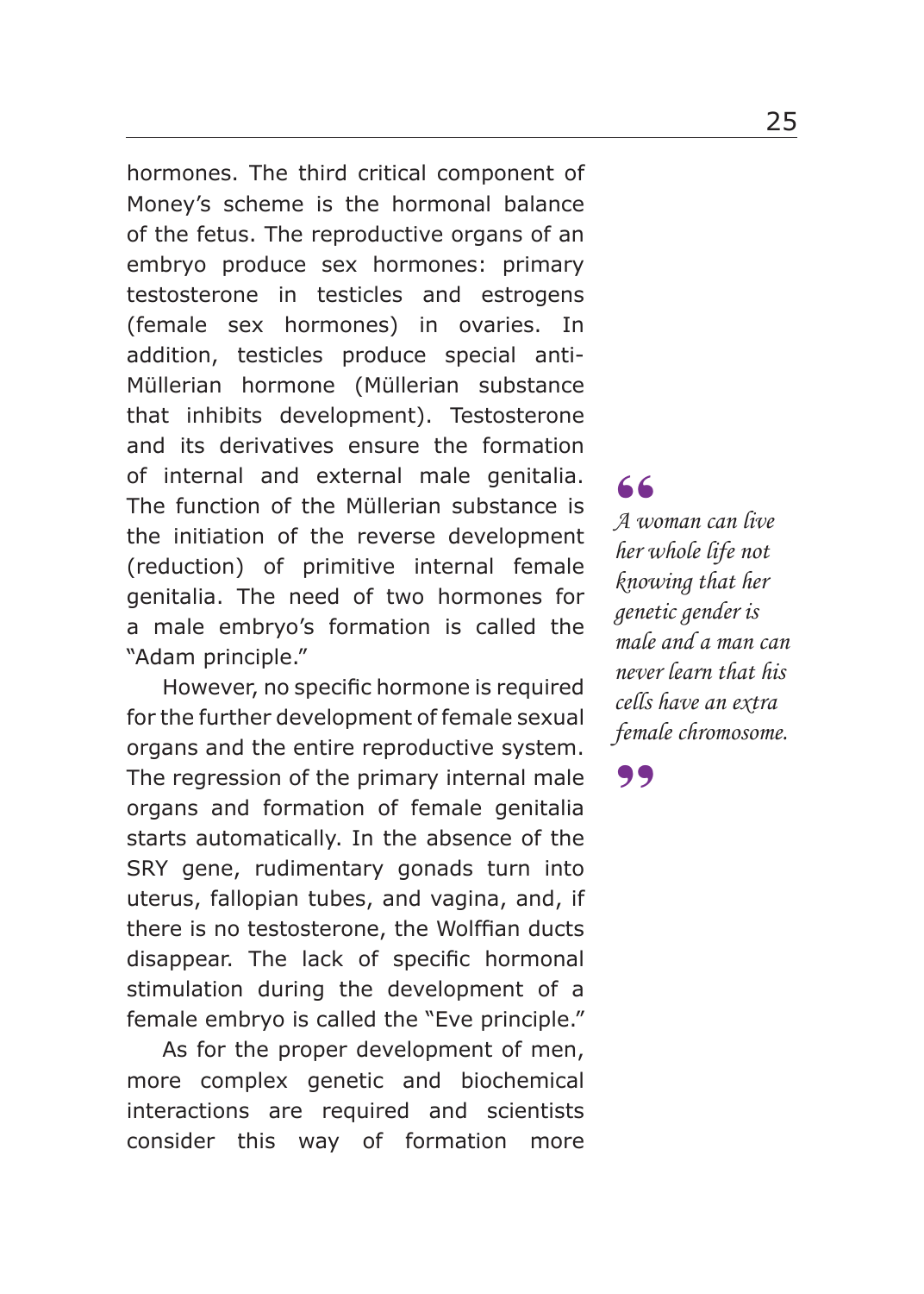hormones. The third critical component of Money's scheme is the hormonal balance of the fetus. The reproductive organs of an embryo produce sex hormones: primary testosterone in testicles and estrogens (female sex hormones) in ovaries. In addition, testicles produce special anti-Müllerian hormone (Müllerian substance that inhibits development). Testosterone and its derivatives ensure the formation of internal and external male genitalia. The function of the Müllerian substance is the initiation of the reverse development (reduction) of primitive internal female genitalia. The need of two hormones for a male embryo's formation is called the "Adam principle."

However, no specific hormone is required for the further development of female sexual organs and the entire reproductive system. The regression of the primary internal male organs and formation of female genitalia starts automatically. In the absence of the SRY gene, rudimentary gonads turn into uterus, fallopian tubes, and vagina, and, if there is no testosterone, the Wolffian ducts disappear. The lack of specific hormonal stimulation during the development of a female embryo is called the "Eve principle."

> *A woman can live her whole life not knowing that her genetic gender is male and a man can never learn that his cells have an extra female chromosome.*

As for the proper development of men, more complex genetic and biochemical interactions are required and scientists consider this way of formation more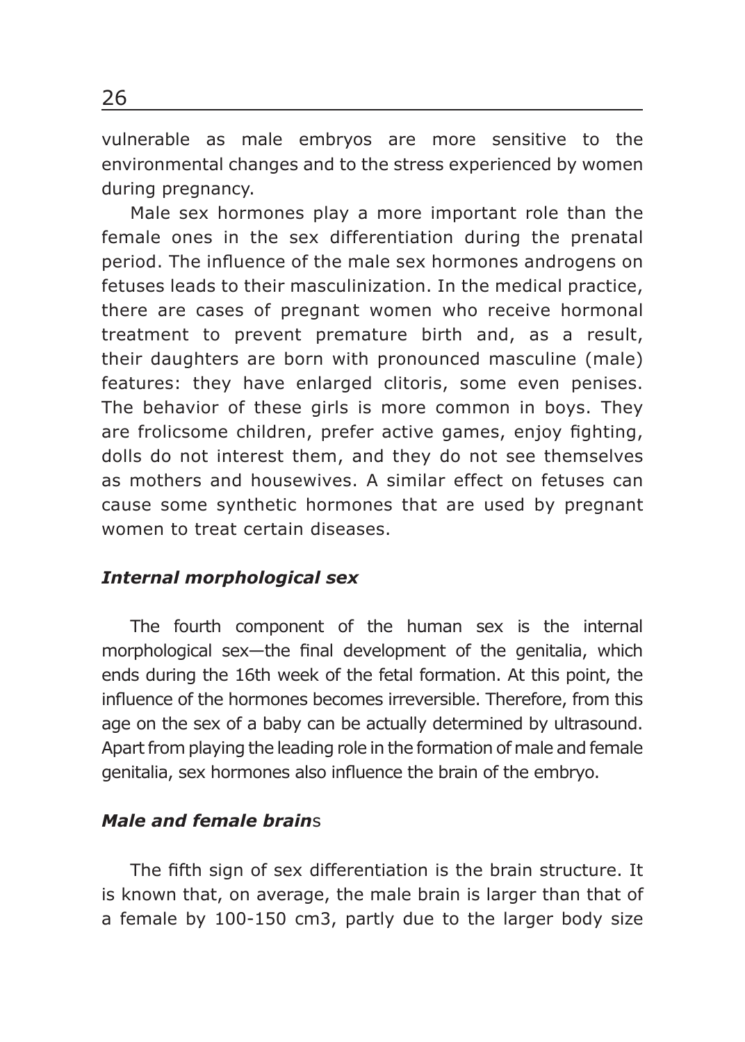vulnerable as male embryos are more sensitive to the environmental changes and to the stress experienced by women during pregnancy.

Male sex hormones play a more important role than the female ones in the sex differentiation during the prenatal period. The influence of the male sex hormones androgens on fetuses leads to their masculinization. In the medical practice, there are cases of pregnant women who receive hormonal treatment to prevent premature birth and, as a result, their daughters are born with pronounced masculine (male) features: they have enlarged clitoris, some even penises. The behavior of these girls is more common in boys. They are frolicsome children, prefer active games, enjoy fighting, dolls do not interest them, and they do not see themselves as mothers and housewives. A similar effect on fetuses can cause some synthetic hormones that are used by pregnant women to treat certain diseases.

### *Internal morphological sex*

The fourth component of the human sex is the internal morphological sex—the final development of the genitalia, which ends during the 16th week of the fetal formation. At this point, the influence of the hormones becomes irreversible. Therefore, from this age on the sex of a baby can be actually determined by ultrasound. Apart from playing the leading role in the formation of male and female genitalia, sex hormones also influence the brain of the embryo.

### *Male and female brain*s

The fifth sign of sex differentiation is the brain structure. It is known that, on average, the male brain is larger than that of a female by 100-150 cm3, partly due to the larger body size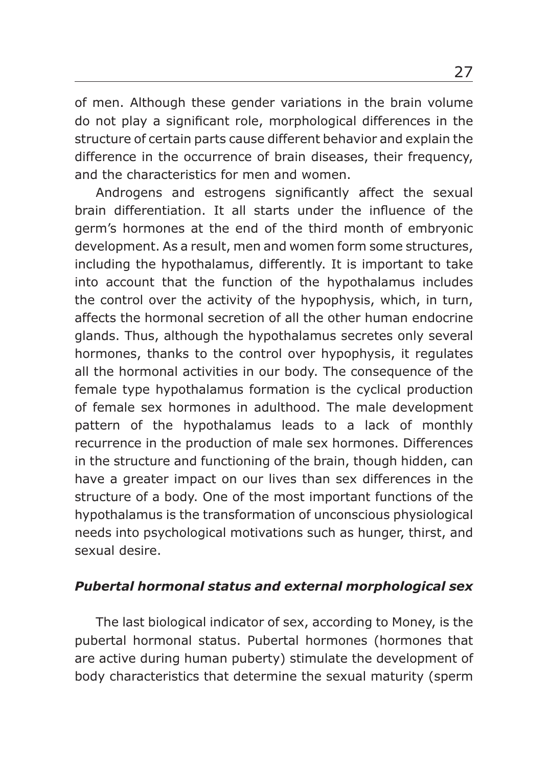of men. Although these gender variations in the brain volume do not play a significant role, morphological differences in the structure of certain parts cause different behavior and explain the difference in the occurrence of brain diseases, their frequency, and the characteristics for men and women.

Androgens and estrogens significantly affect the sexual brain differentiation. It all starts under the influence of the germ's hormones at the end of the third month of embryonic development. As a result, men and women form some structures, including the hypothalamus, differently. It is important to take into account that the function of the hypothalamus includes the control over the activity of the hypophysis, which, in turn, affects the hormonal secretion of all the other human endocrine glands. Thus, although the hypothalamus secretes only several hormones, thanks to the control over hypophysis, it regulates all the hormonal activities in our body. The consequence of the female type hypothalamus formation is the cyclical production of female sex hormones in adulthood. The male development pattern of the hypothalamus leads to a lack of monthly recurrence in the production of male sex hormones. Differences in the structure and functioning of the brain, though hidden, can have a greater impact on our lives than sex differences in the structure of a body. One of the most important functions of the hypothalamus is the transformation of unconscious physiological needs into psychological motivations such as hunger, thirst, and sexual desire.

### *Pubertal hormonal status and external morphological sex*

The last biological indicator of sex, according to Money, is the pubertal hormonal status. Pubertal hormones (hormones that are active during human puberty) stimulate the development of body characteristics that determine the sexual maturity (sperm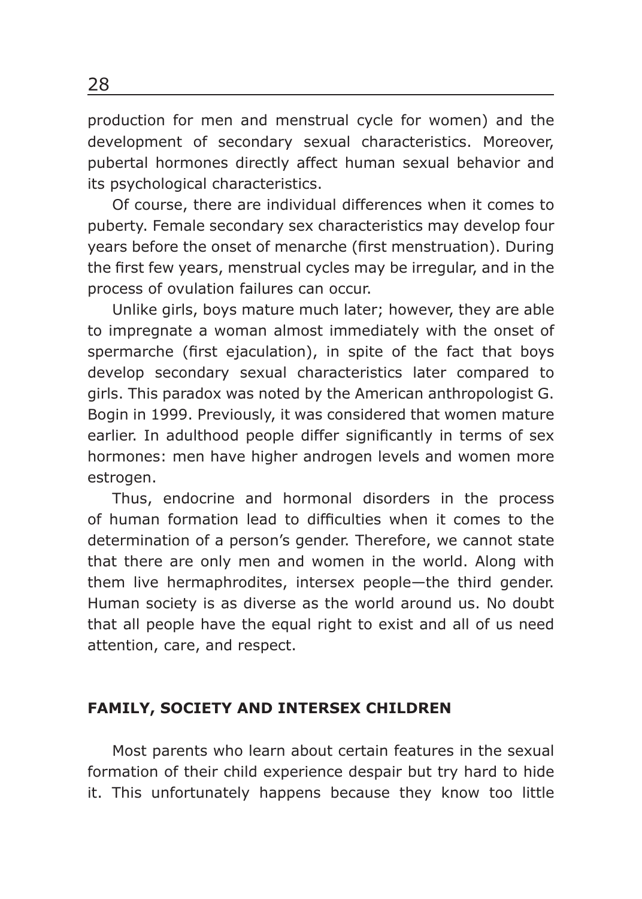production for men and menstrual cycle for women) and the development of secondary sexual characteristics. Moreover, pubertal hormones directly affect human sexual behavior and its psychological characteristics.

Of course, there are individual differences when it comes to puberty. Female secondary sex characteristics may develop four years before the onset of menarche (first menstruation). During the first few years, menstrual cycles may be irregular, and in the process of ovulation failures can occur.

Unlike girls, boys mature much later; however, they are able to impregnate a woman almost immediately with the onset of spermarche (first ejaculation), in spite of the fact that boys develop secondary sexual characteristics later compared to girls. This paradox was noted by the American anthropologist G. Bogin in 1999. Previously, it was considered that women mature earlier. In adulthood people differ significantly in terms of sex hormones: men have higher androgen levels and women more estrogen.

Thus, endocrine and hormonal disorders in the process of human formation lead to difficulties when it comes to the determination of a person's gender. Therefore, we cannot state that there are only men and women in the world. Along with them live hermaphrodites, intersex people—the third gender. Human society is as diverse as the world around us. No doubt that all people have the equal right to exist and all of us need attention, care, and respect.

## FAMILY, SOCIETY AND INTERSEX CHILDREN

Most parents who learn about certain features in the sexual formation of their child experience despair but try hard to hide it. This unfortunately happens because they know too little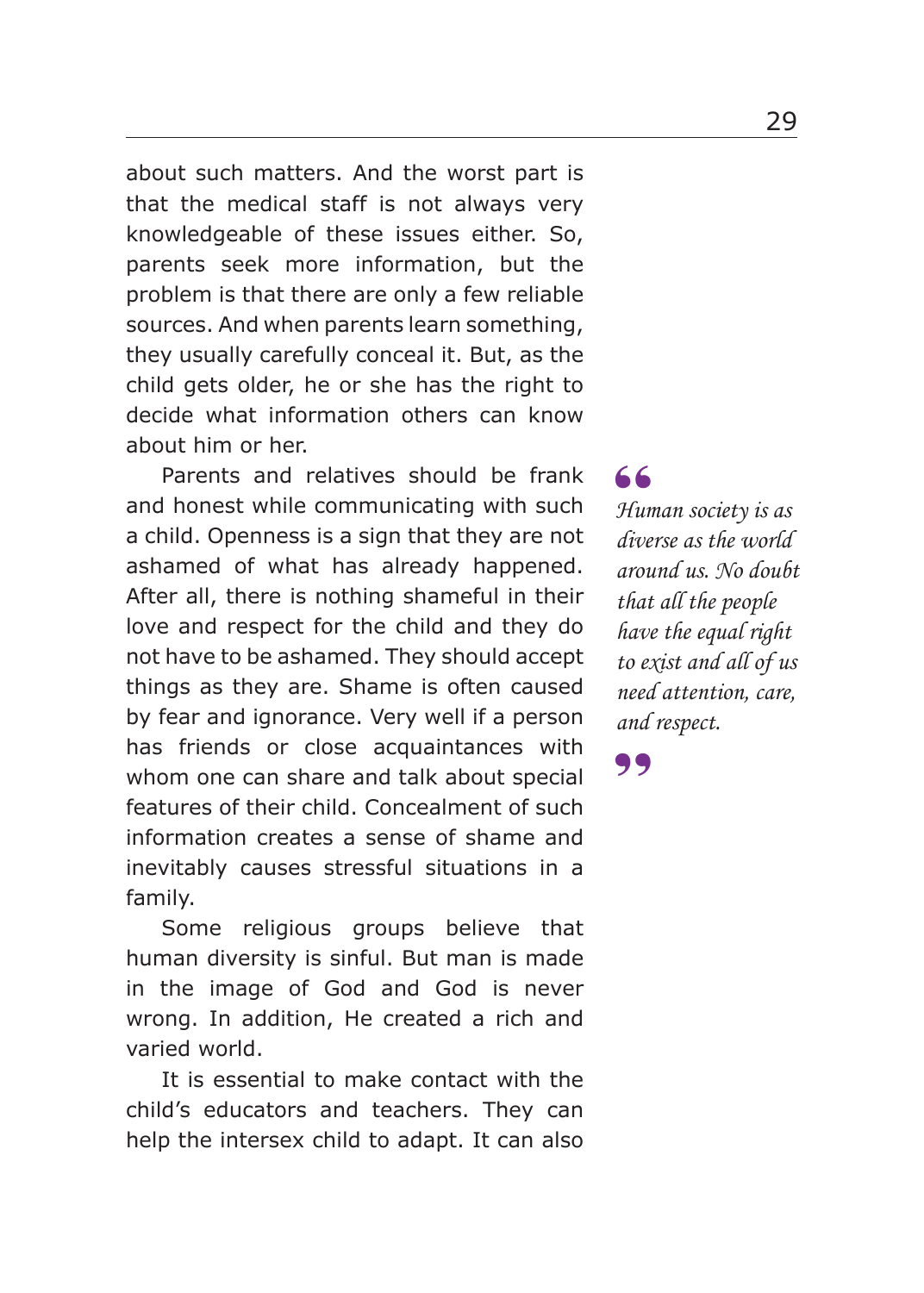about such matters. And the worst part is that the medical staff is not always very knowledgeable of these issues either. So, parents seek more information, but the problem is that there are only a few reliable sources. And when parents learn something, they usually carefully conceal it. But, as the child gets older, he or she has the right to decide what information others can know about him or her.

Parents and relatives should be frank and honest while communicating with such a child. Openness is a sign that they are not ashamed of what has already happened. After all, there is nothing shameful in their love and respect for the child and they do not have to be ashamed. They should accept things as they are. Shame is often caused by fear and ignorance. Very well if a person has friends or close acquaintances with whom one can share and talk about special features of their child. Concealment of such information creates a sense of shame and inevitably causes stressful situations in a family.

> *Human society is as diverse as the world around us. No doubt that all the people have the equal right to exist and all of us need attention, care, and respect.*

Some religious groups believe that human diversity is sinful. But man is made in the image of God and God is never wrong. In addition, He created a rich and varied world.

It is essential to make contact with the child's educators and teachers. They can help the intersex child to adapt. It can also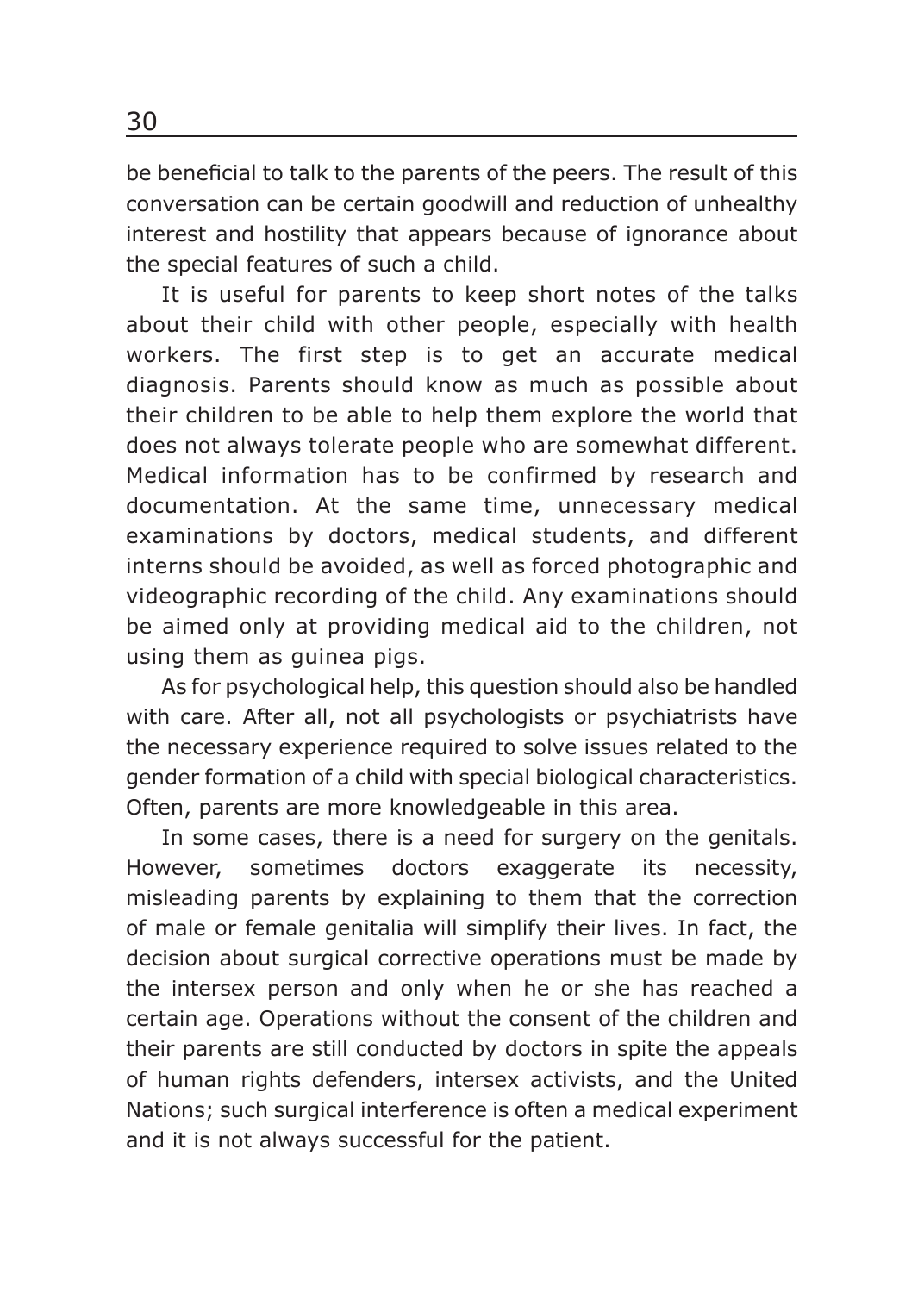be beneficial to talk to the parents of the peers. The result of this conversation can be certain goodwill and reduction of unhealthy interest and hostility that appears because of ignorance about the special features of such a child.

It is useful for parents to keep short notes of the talks about their child with other people, especially with health workers. The first step is to get an accurate medical diagnosis. Parents should know as much as possible about their children to be able to help them explore the world that does not always tolerate people who are somewhat different. Medical information has to be confirmed by research and documentation. At the same time, unnecessary medical examinations by doctors, medical students, and different interns should be avoided, as well as forced photographic and videographic recording of the child. Any examinations should be aimed only at providing medical aid to the children, not using them as guinea pigs.

As for psychological help, this question should also be handled with care. After all, not all psychologists or psychiatrists have the necessary experience required to solve issues related to the gender formation of a child with special biological characteristics. Often, parents are more knowledgeable in this area.

In some cases, there is a need for surgery on the genitals. However, sometimes doctors exaggerate its necessity, misleading parents by explaining to them that the correction of male or female genitalia will simplify their lives. In fact, the decision about surgical corrective operations must be made by the intersex person and only when he or she has reached a certain age. Operations without the consent of the children and their parents are still conducted by doctors in spite the appeals of human rights defenders, intersex activists, and the United Nations; such surgical interference is often a medical experiment and it is not always successful for the patient.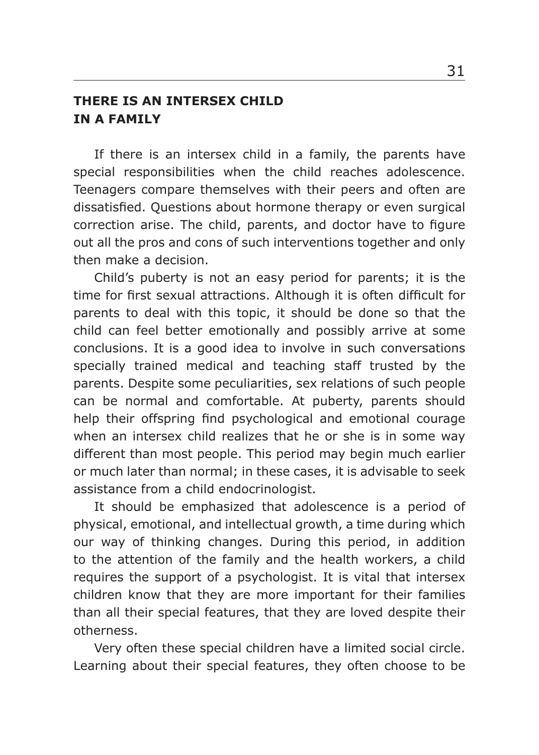## THERE IS AN INTERSEX CHILD IN A FAMILY

If there is an intersex child in a family, the parents have special responsibilities when the child reaches adolescence. Teenagers compare themselves with their peers and often are dissatisfied. Questions about hormone therapy or even surgical correction arise. The child, parents, and doctor have to figure out all the pros and cons of such interventions together and only then make a decision.

Child's puberty is not an easy period for parents; it is the time for first sexual attractions. Although it is often difficult for parents to deal with this topic, it should be done so that the child can feel better emotionally and possibly arrive at some conclusions. It is a good idea to involve in such conversations specially trained medical and teaching staff trusted by the parents. Despite some peculiarities, sex relations of such people can be normal and comfortable. At puberty, parents should help their offspring find psychological and emotional courage when an intersex child realizes that he or she is in some way different than most people. This period may begin much earlier or much later than normal; in these cases, it is advisable to seek assistance from a child endocrinologist.

It should be emphasized that adolescence is a period of physical, emotional, and intellectual growth, a time during which our way of thinking changes. During this period, in addition to the attention of the family and the health workers, a child requires the support of a psychologist. It is vital that intersex children know that they are more important for their families than all their special features, that they are loved despite their otherness.

Very often these special children have a limited social circle. Learning about their special features, they often choose to be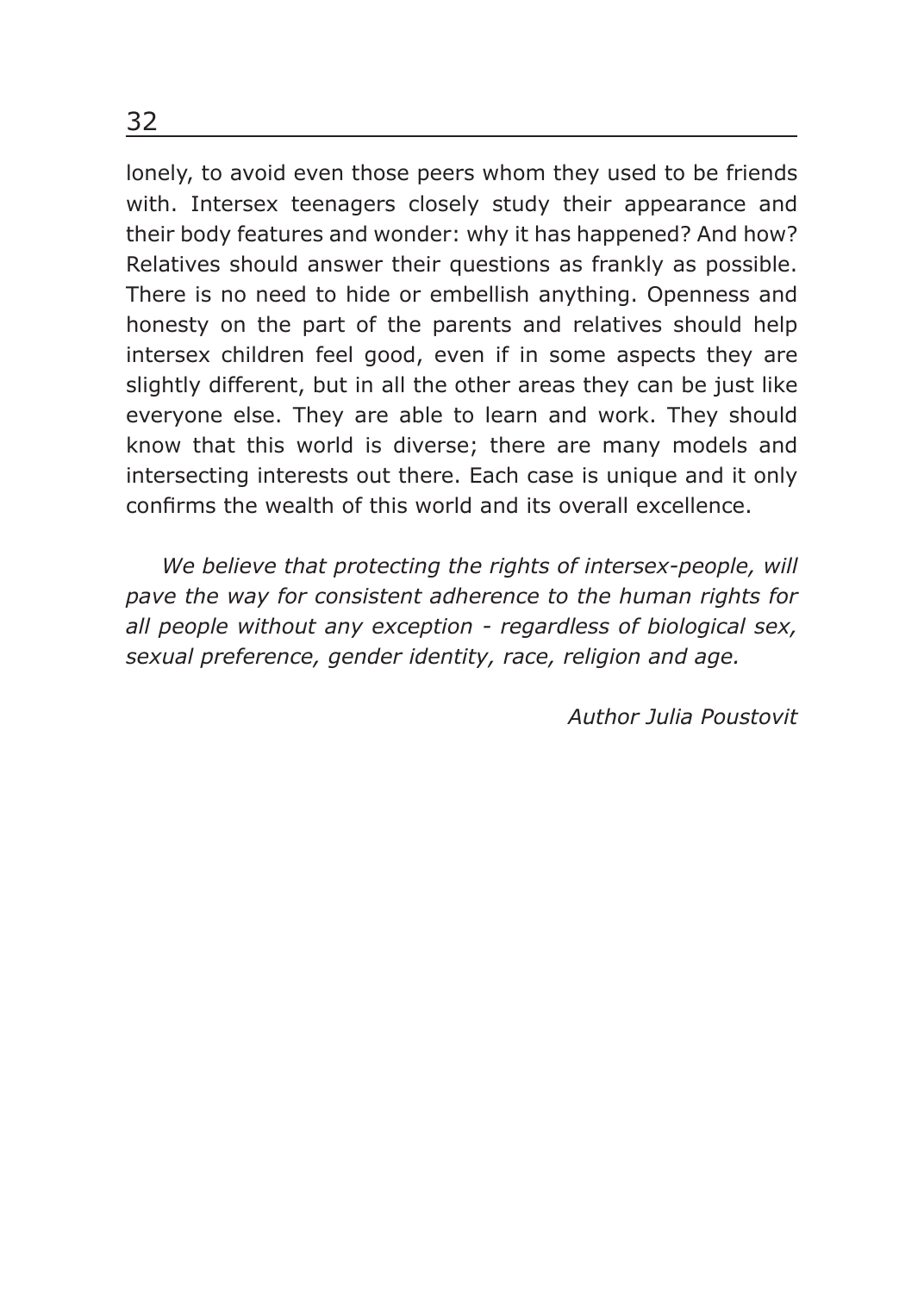lonely, to avoid even those peers whom they used to be friends with. Intersex teenagers closely study their appearance and their body features and wonder: why it has happened? And how? Relatives should answer their questions as frankly as possible. There is no need to hide or embellish anything. Openness and honesty on the part of the parents and relatives should help intersex children feel good, even if in some aspects they are slightly different, but in all the other areas they can be just like everyone else. They are able to learn and work. They should know that this world is diverse; there are many models and intersecting interests out there. Each case is unique and it only confirms the wealth of this world and its overall excellence.

*We believe that protecting the rights of intersex-people, will pave the way for consistent adherence to the human rights for all people without any exception - regardless of biological sex, sexual preference, gender identity, race, religion and age.*

*Author Julia Poustovit*